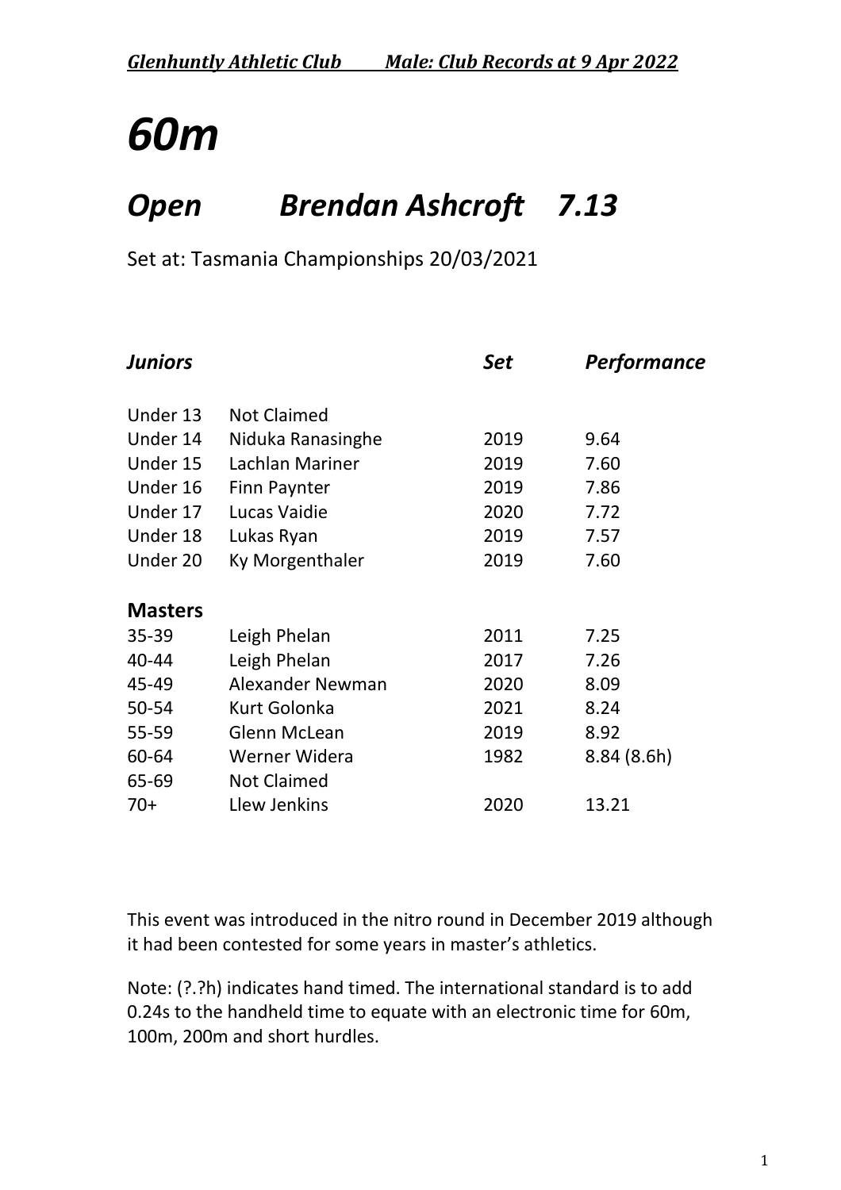# 60m

## *Open Brendan Ashcroft 7.13*

Set at: Tasmania Championships 20/03/2021

| *Juniors* | | *Set* | *Performance* |
|---|---|---|---|
| Under 13 | Not Claimed | | |
| Under 14 | Niduka Ranasinghe | 2019 | 9.64 |
| Under 15 | Lachlan Mariner | 2019 | 7.60 |
| Under 16 | Finn Paynter | 2019 | 7.86 |
| Under 17 | Lucas Vaidie | 2020 | 7.72 |
| Under 18 | Lukas Ryan | 2019 | 7.57 |
| Under 20 | Ky Morgenthaler | 2019 | 7.60 |
| **Masters** | | | |
| 35-39 | Leigh Phelan | 2011 | 7.25 |
| 40-44 | Leigh Phelan | 2017 | 7.26 |
| 45-49 | Alexander Newman | 2020 | 8.09 |
| 50-54 | Kurt Golonka | 2021 | 8.24 |
| 55-59 | Glenn McLean | 2019 | 8.92 |
| 60-64 | Werner Widera | 1982 | 8.84 (8.6h) |
| 65-69 | Not Claimed | | |
| 70+ | Llew Jenkins | 2020 | 13.21 |

This event was introduced in the nitro round in December 2019 although it had been contested for some years in master's athletics.

Note: (?.?h) indicates hand timed. The international standard is to add 0.24s to the handheld time to equate with an electronic time for 60m, 100m, 200m and short hurdles.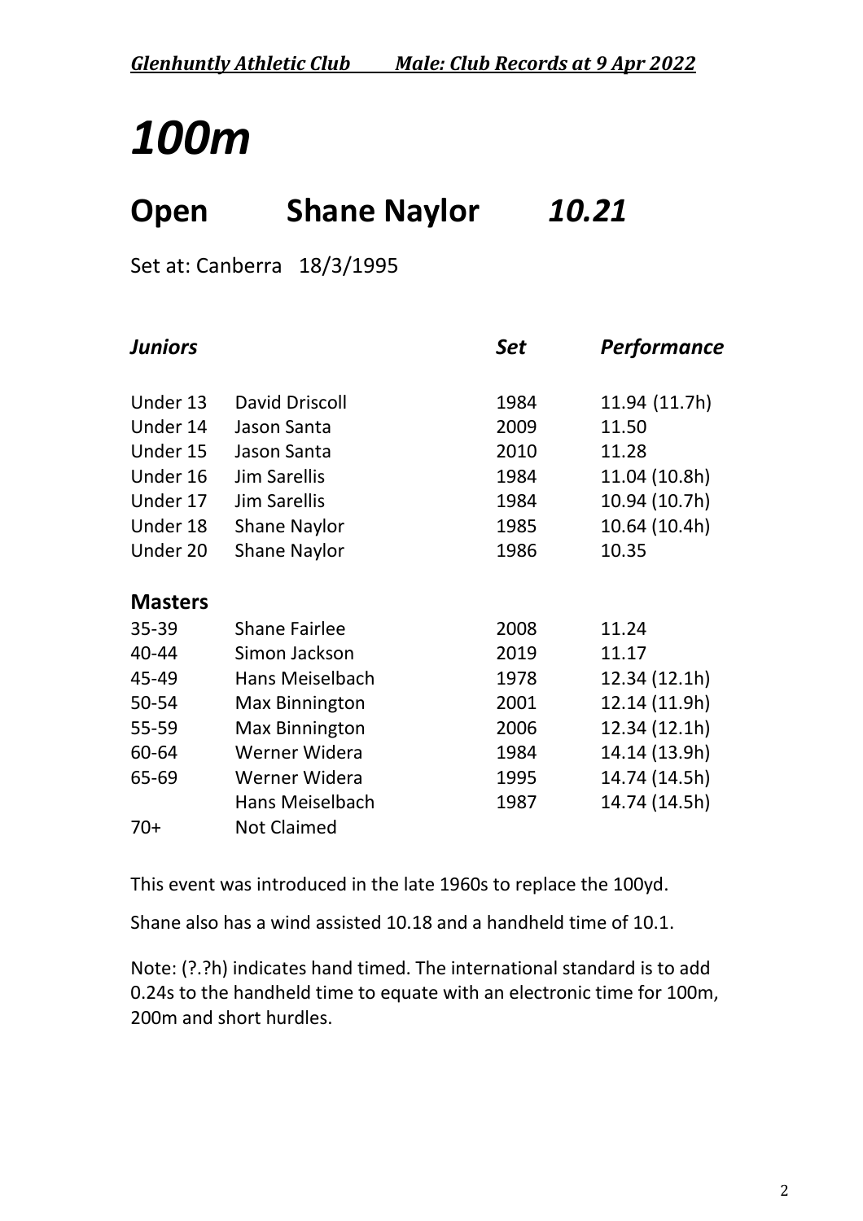# *100m*

## Open Shane Naylor *10.21*

Set at: Canberra 18/3/1995

| *Juniors* | | *Set* | *Performance* |
|---|---|---|---|
| Under 13 | David Driscoll | 1984 | 11.94 (11.7h) |
| Under 14 | Jason Santa | 2009 | 11.50 |
| Under 15 | Jason Santa | 2010 | 11.28 |
| Under 16 | Jim Sarellis | 1984 | 11.04 (10.8h) |
| Under 17 | Jim Sarellis | 1984 | 10.94 (10.7h) |
| Under 18 | Shane Naylor | 1985 | 10.64 (10.4h) |
| Under 20 | Shane Naylor | 1986 | 10.35 |
| **Masters** | | | |
| 35-39 | Shane Fairlee | 2008 | 11.24 |
| 40-44 | Simon Jackson | 2019 | 11.17 |
| 45-49 | Hans Meiselbach | 1978 | 12.34 (12.1h) |
| 50-54 | Max Binnington | 2001 | 12.14 (11.9h) |
| 55-59 | Max Binnington | 2006 | 12.34 (12.1h) |
| 60-64 | Werner Widera | 1984 | 14.14 (13.9h) |
| 65-69 | Werner Widera | 1995 | 14.74 (14.5h) |
| | Hans Meiselbach | 1987 | 14.74 (14.5h) |
| 70+ | Not Claimed | | |

This event was introduced in the late 1960s to replace the 100yd.

Shane also has a wind assisted 10.18 and a handheld time of 10.1.

Note: (?.?h) indicates hand timed. The international standard is to add 0.24s to the handheld time to equate with an electronic time for 100m, 200m and short hurdles.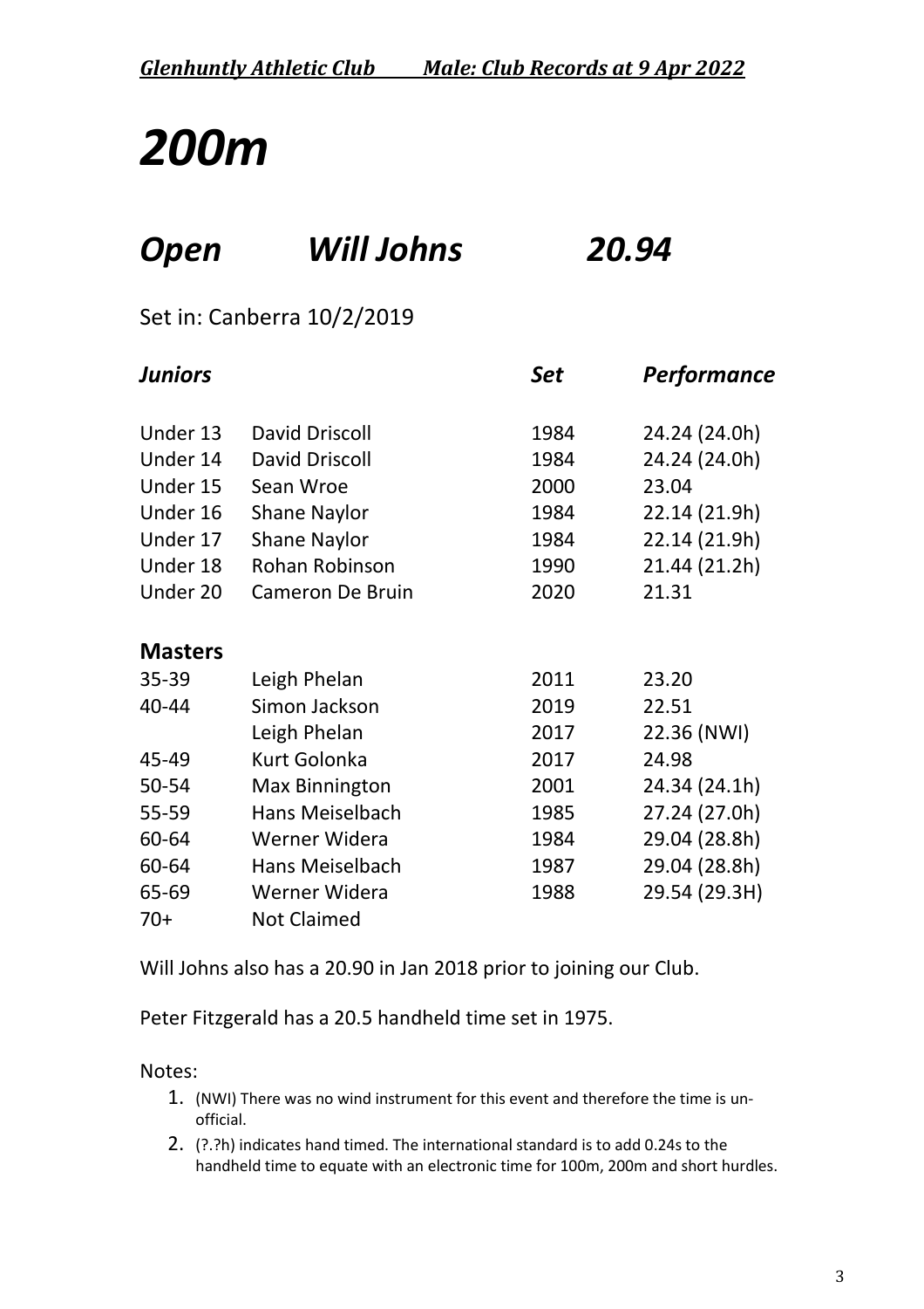# *200m*

## *Open Will Johns 20.94*

Set in: Canberra 10/2/2019

| ***Juniors*** | | ***Set*** | ***Performance*** |
|---|---|---|---|
| Under 13 | David Driscoll | 1984 | 24.24 (24.0h) |
| Under 14 | David Driscoll | 1984 | 24.24 (24.0h) |
| Under 15 | Sean Wroe | 2000 | 23.04 |
| Under 16 | Shane Naylor | 1984 | 22.14 (21.9h) |
| Under 17 | Shane Naylor | 1984 | 22.14 (21.9h) |
| Under 18 | Rohan Robinson | 1990 | 21.44 (21.2h) |
| Under 20 | Cameron De Bruin | 2020 | 21.31 |
| **Masters** | | | |
| 35-39 | Leigh Phelan | 2011 | 23.20 |
| 40-44 | Simon Jackson | 2019 | 22.51 |
| | Leigh Phelan | 2017 | 22.36 (NWI) |
| 45-49 | Kurt Golonka | 2017 | 24.98 |
| 50-54 | Max Binnington | 2001 | 24.34 (24.1h) |
| 55-59 | Hans Meiselbach | 1985 | 27.24 (27.0h) |
| 60-64 | Werner Widera | 1984 | 29.04 (28.8h) |
| 60-64 | Hans Meiselbach | 1987 | 29.04 (28.8h) |
| 65-69 | Werner Widera | 1988 | 29.54 (29.3H) |
| 70+ | Not Claimed | | |

Will Johns also has a 20.90 in Jan 2018 prior to joining our Club.

Peter Fitzgerald has a 20.5 handheld time set in 1975.

Notes:

1. (NWI) There was no wind instrument for this event and therefore the time is un-official.
2. (?.?h) indicates hand timed. The international standard is to add 0.24s to the handheld time to equate with an electronic time for 100m, 200m and short hurdles.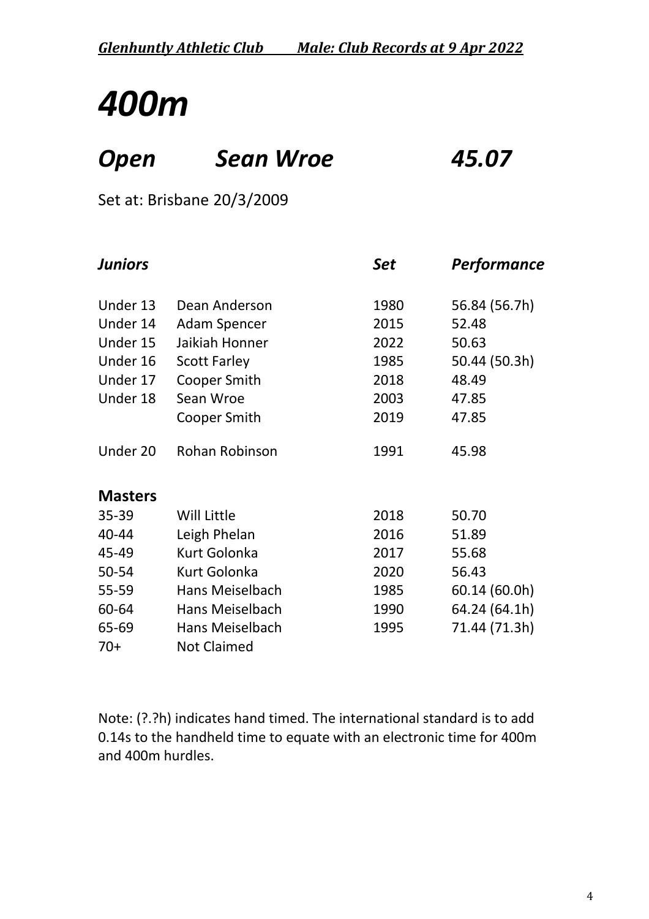# *400m*

## *Open Sean Wroe 45.07*

Set at: Brisbane 20/3/2009

| *Juniors* | | *Set* | *Performance* |
|---|---|---|---|
| Under 13 | Dean Anderson | 1980 | 56.84 (56.7h) |
| Under 14 | Adam Spencer | 2015 | 52.48 |
| Under 15 | Jaikiah Honner | 2022 | 50.63 |
| Under 16 | Scott Farley | 1985 | 50.44 (50.3h) |
| Under 17 | Cooper Smith | 2018 | 48.49 |
| Under 18 | Sean Wroe | 2003 | 47.85 |
| | Cooper Smith | 2019 | 47.85 |
| Under 20 | Rohan Robinson | 1991 | 45.98 |
| **Masters** | | | |
| 35-39 | Will Little | 2018 | 50.70 |
| 40-44 | Leigh Phelan | 2016 | 51.89 |
| 45-49 | Kurt Golonka | 2017 | 55.68 |
| 50-54 | Kurt Golonka | 2020 | 56.43 |
| 55-59 | Hans Meiselbach | 1985 | 60.14 (60.0h) |
| 60-64 | Hans Meiselbach | 1990 | 64.24 (64.1h) |
| 65-69 | Hans Meiselbach | 1995 | 71.44 (71.3h) |
| 70+ | Not Claimed | | |

Note: (?.?h) indicates hand timed. The international standard is to add 0.14s to the handheld time to equate with an electronic time for 400m and 400m hurdles.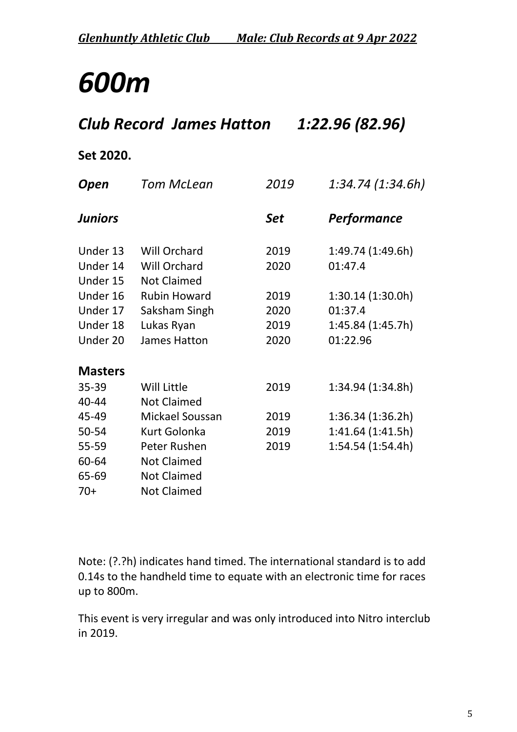# *600m*

## *Club Record James Hatton 1:22.96 (82.96)*

**Set 2020.**

| ***Open*** | *Tom McLean* | *2019* | *1:34.74 (1:34.6h)* |
|---|---|---|---|
| ***Juniors*** | | ***Set*** | ***Performance*** |
| Under 13 | Will Orchard | 2019 | 1:49.74 (1:49.6h) |
| Under 14 | Will Orchard | 2020 | 01:47.4 |
| Under 15 | Not Claimed | | |
| Under 16 | Rubin Howard | 2019 | 1:30.14 (1:30.0h) |
| Under 17 | Saksham Singh | 2020 | 01:37.4 |
| Under 18 | Lukas Ryan | 2019 | 1:45.84 (1:45.7h) |
| Under 20 | James Hatton | 2020 | 01:22.96 |
| **Masters** | | | |
| 35-39 | Will Little | 2019 | 1:34.94 (1:34.8h) |
| 40-44 | Not Claimed | | |
| 45-49 | Mickael Soussan | 2019 | 1:36.34 (1:36.2h) |
| 50-54 | Kurt Golonka | 2019 | 1:41.64 (1:41.5h) |
| 55-59 | Peter Rushen | 2019 | 1:54.54 (1:54.4h) |
| 60-64 | Not Claimed | | |
| 65-69 | Not Claimed | | |
| 70+ | Not Claimed | | |

Note: (?.?h) indicates hand timed. The international standard is to add 0.14s to the handheld time to equate with an electronic time for races up to 800m.

This event is very irregular and was only introduced into Nitro interclub in 2019.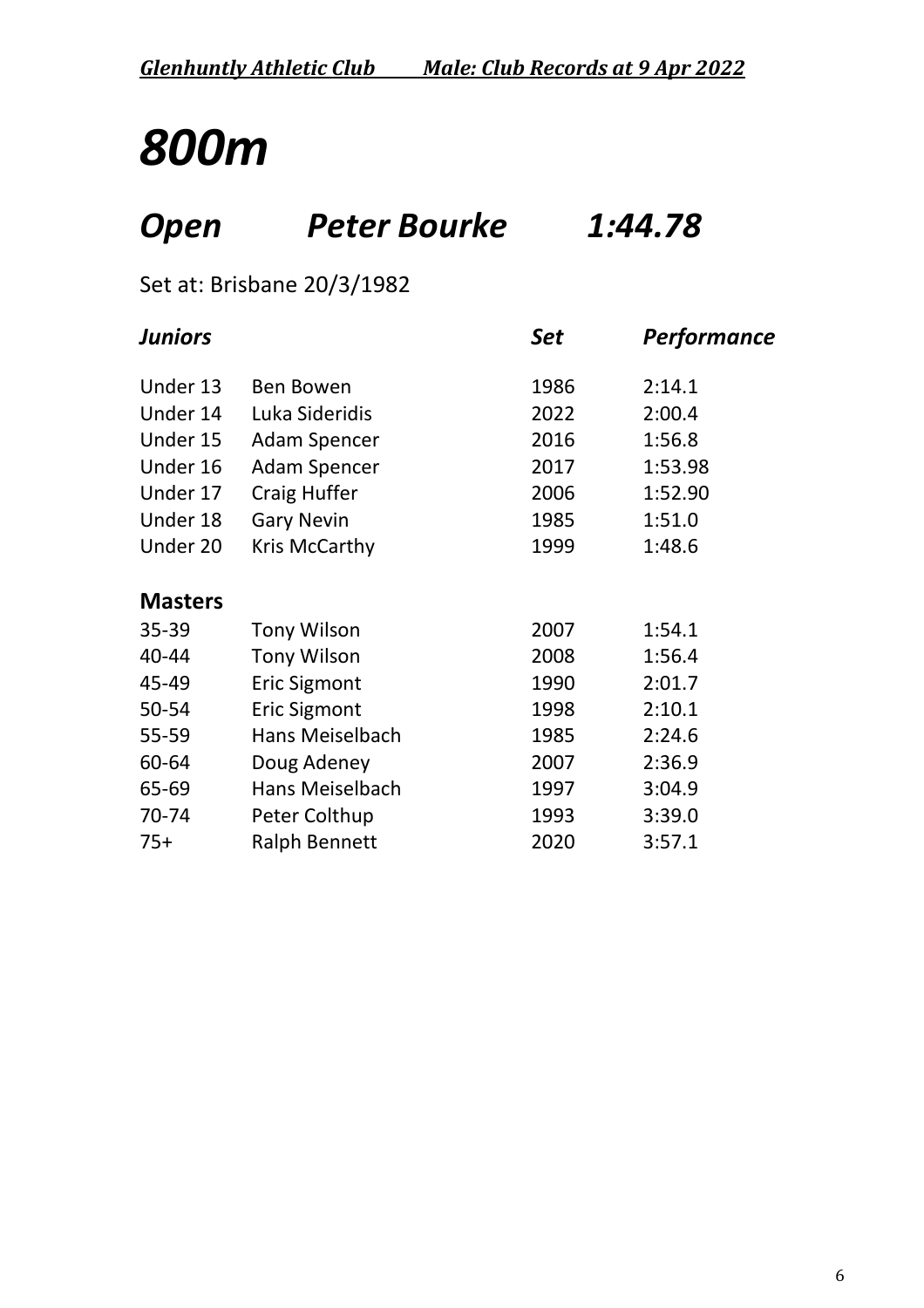# *800m*

## *Open Peter Bourke 1:44.78*

Set at: Brisbane 20/3/1982

| ***Juniors*** | | ***Set*** | ***Performance*** |
|---|---|---|---|
| Under 13 | Ben Bowen | 1986 | 2:14.1 |
| Under 14 | Luka Sideridis | 2022 | 2:00.4 |
| Under 15 | Adam Spencer | 2016 | 1:56.8 |
| Under 16 | Adam Spencer | 2017 | 1:53.98 |
| Under 17 | Craig Huffer | 2006 | 1:52.90 |
| Under 18 | Gary Nevin | 1985 | 1:51.0 |
| Under 20 | Kris McCarthy | 1999 | 1:48.6 |
| **Masters** | | | |
| 35-39 | Tony Wilson | 2007 | 1:54.1 |
| 40-44 | Tony Wilson | 2008 | 1:56.4 |
| 45-49 | Eric Sigmont | 1990 | 2:01.7 |
| 50-54 | Eric Sigmont | 1998 | 2:10.1 |
| 55-59 | Hans Meiselbach | 1985 | 2:24.6 |
| 60-64 | Doug Adeney | 2007 | 2:36.9 |
| 65-69 | Hans Meiselbach | 1997 | 3:04.9 |
| 70-74 | Peter Colthup | 1993 | 3:39.0 |
| 75+ | Ralph Bennett | 2020 | 3:57.1 |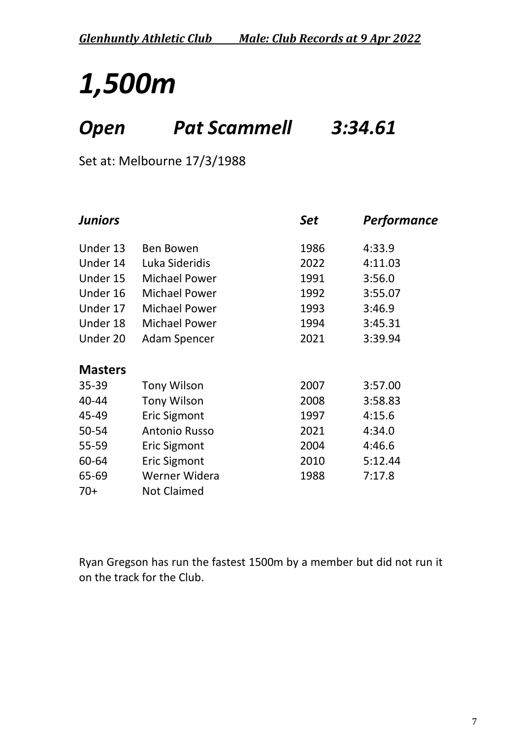# *1,500m*

## *Open Pat Scammell 3:34.61*

Set at: Melbourne 17/3/1988

| *Juniors* | | *Set* | *Performance* |
|---|---|---|---|
| Under 13 | Ben Bowen | 1986 | 4:33.9 |
| Under 14 | Luka Sideridis | 2022 | 4:11.03 |
| Under 15 | Michael Power | 1991 | 3:56.0 |
| Under 16 | Michael Power | 1992 | 3:55.07 |
| Under 17 | Michael Power | 1993 | 3:46.9 |
| Under 18 | Michael Power | 1994 | 3:45.31 |
| Under 20 | Adam Spencer | 2021 | 3:39.94 |
| **Masters** | | | |
| 35-39 | Tony Wilson | 2007 | 3:57.00 |
| 40-44 | Tony Wilson | 2008 | 3:58.83 |
| 45-49 | Eric Sigmont | 1997 | 4:15.6 |
| 50-54 | Antonio Russo | 2021 | 4:34.0 |
| 55-59 | Eric Sigmont | 2004 | 4:46.6 |
| 60-64 | Eric Sigmont | 2010 | 5:12.44 |
| 65-69 | Werner Widera | 1988 | 7:17.8 |
| 70+ | Not Claimed | | |

Ryan Gregson has run the fastest 1500m by a member but did not run it on the track for the Club.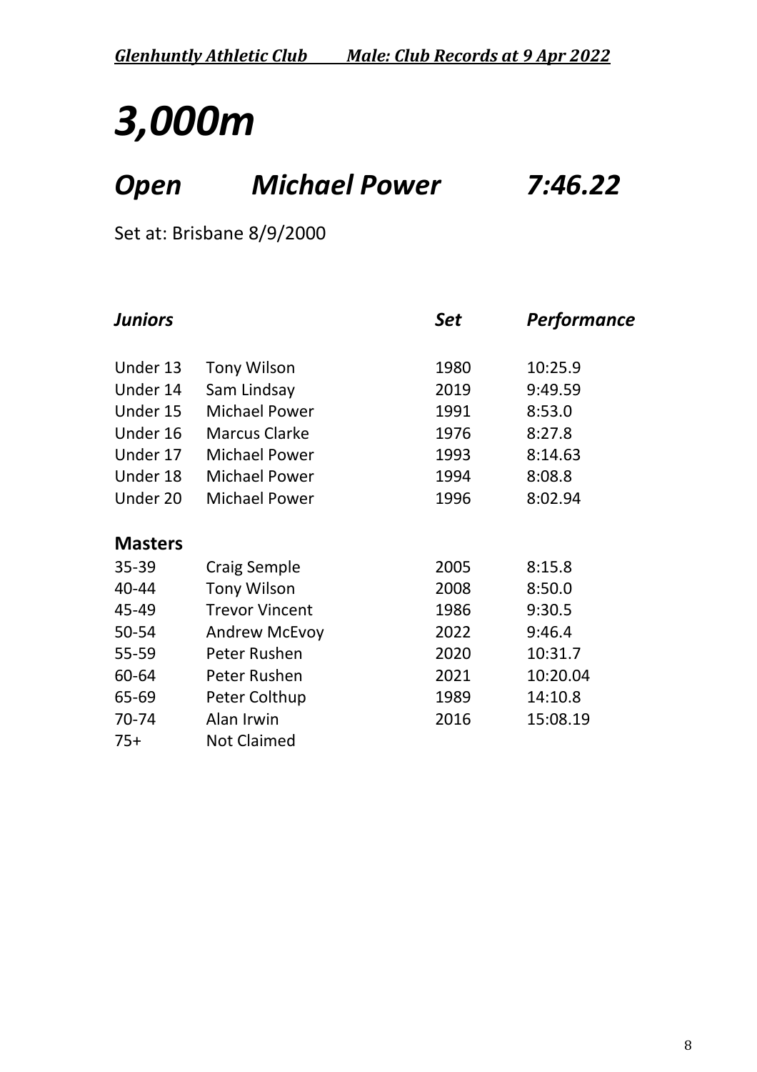# *3,000m*

## *Open Michael Power 7:46.22*

Set at: Brisbane 8/9/2000

| *Juniors* | | *Set* | *Performance* |
|---|---|---|---|
| Under 13 | Tony Wilson | 1980 | 10:25.9 |
| Under 14 | Sam Lindsay | 2019 | 9:49.59 |
| Under 15 | Michael Power | 1991 | 8:53.0 |
| Under 16 | Marcus Clarke | 1976 | 8:27.8 |
| Under 17 | Michael Power | 1993 | 8:14.63 |
| Under 18 | Michael Power | 1994 | 8:08.8 |
| Under 20 | Michael Power | 1996 | 8:02.94 |
| **Masters** | | | |
| 35-39 | Craig Semple | 2005 | 8:15.8 |
| 40-44 | Tony Wilson | 2008 | 8:50.0 |
| 45-49 | Trevor Vincent | 1986 | 9:30.5 |
| 50-54 | Andrew McEvoy | 2022 | 9:46.4 |
| 55-59 | Peter Rushen | 2020 | 10:31.7 |
| 60-64 | Peter Rushen | 2021 | 10:20.04 |
| 65-69 | Peter Colthup | 1989 | 14:10.8 |
| 70-74 | Alan Irwin | 2016 | 15:08.19 |
| 75+ | Not Claimed | | |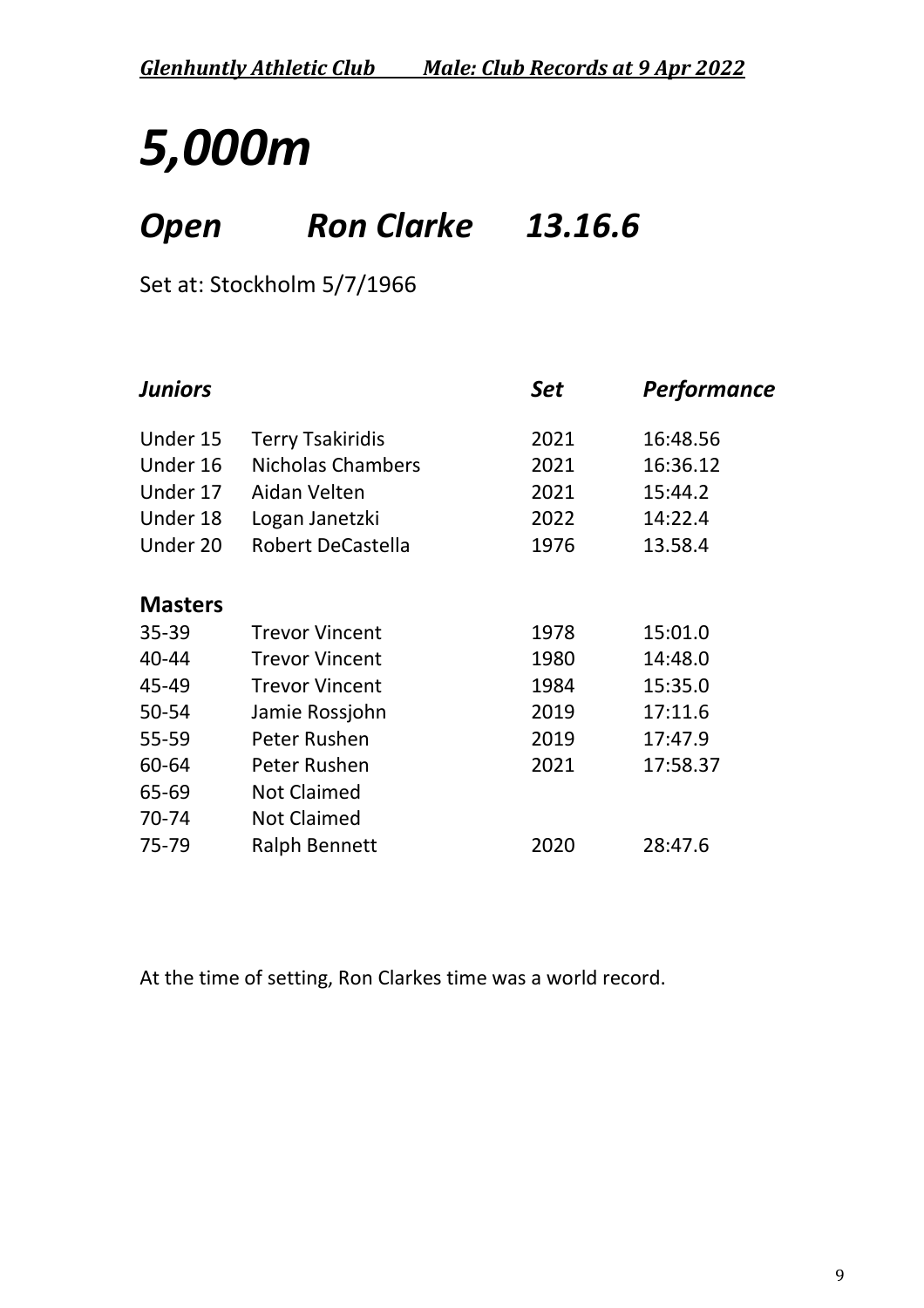# *5,000m*

## *Open Ron Clarke 13.16.6*

Set at: Stockholm 5/7/1966

| *Juniors* | | *Set* | *Performance* |
|---|---|---|---|
| Under 15 | Terry Tsakiridis | 2021 | 16:48.56 |
| Under 16 | Nicholas Chambers | 2021 | 16:36.12 |
| Under 17 | Aidan Velten | 2021 | 15:44.2 |
| Under 18 | Logan Janetzki | 2022 | 14:22.4 |
| Under 20 | Robert DeCastella | 1976 | 13.58.4 |
| **Masters** | | | |
| 35-39 | Trevor Vincent | 1978 | 15:01.0 |
| 40-44 | Trevor Vincent | 1980 | 14:48.0 |
| 45-49 | Trevor Vincent | 1984 | 15:35.0 |
| 50-54 | Jamie Rossjohn | 2019 | 17:11.6 |
| 55-59 | Peter Rushen | 2019 | 17:47.9 |
| 60-64 | Peter Rushen | 2021 | 17:58.37 |
| 65-69 | Not Claimed | | |
| 70-74 | Not Claimed | | |
| 75-79 | Ralph Bennett | 2020 | 28:47.6 |

At the time of setting, Ron Clarkes time was a world record.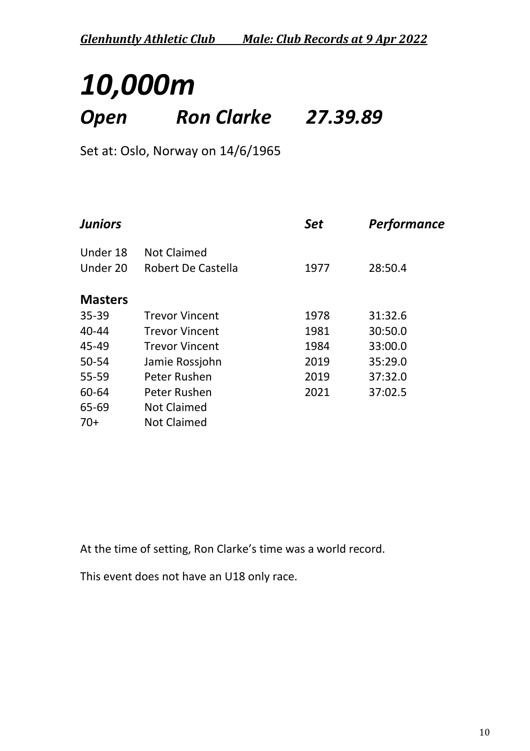# *10,000m*

## *Open Ron Clarke 27.39.89*

Set at: Oslo, Norway on 14/6/1965

| *Juniors* | | *Set* | *Performance* |
|---|---|---|---|
| Under 18 | Not Claimed | | |
| Under 20 | Robert De Castella | 1977 | 28:50.4 |
| **Masters** | | | |
| 35-39 | Trevor Vincent | 1978 | 31:32.6 |
| 40-44 | Trevor Vincent | 1981 | 30:50.0 |
| 45-49 | Trevor Vincent | 1984 | 33:00.0 |
| 50-54 | Jamie Rossjohn | 2019 | 35:29.0 |
| 55-59 | Peter Rushen | 2019 | 37:32.0 |
| 60-64 | Peter Rushen | 2021 | 37:02.5 |
| 65-69 | Not Claimed | | |
| 70+ | Not Claimed | | |

At the time of setting, Ron Clarke's time was a world record.

This event does not have an U18 only race.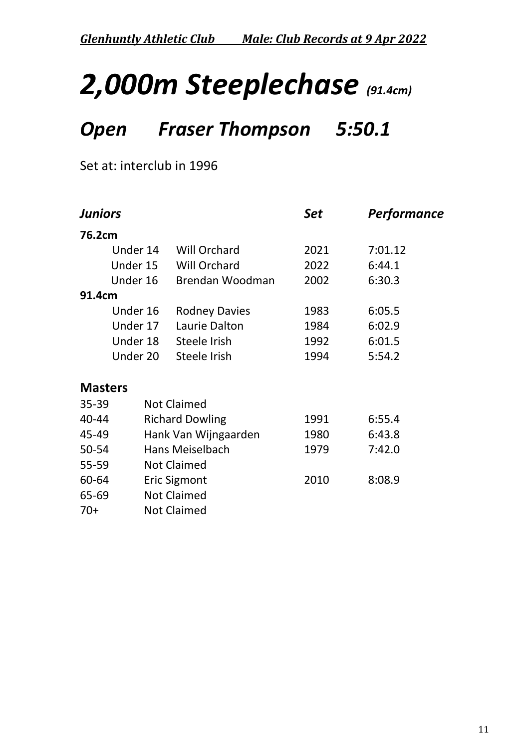# *2,000m Steeplechase* *(91.4cm)*

## *Open Fraser Thompson 5:50.1*

Set at: interclub in 1996

| ***Juniors*** | | ***Set*** | ***Performance*** |
|---|---|---|---|
| **76.2cm** | | | |
| Under 14 | Will Orchard | 2021 | 7:01.12 |
| Under 15 | Will Orchard | 2022 | 6:44.1 |
| Under 16 | Brendan Woodman | 2002 | 6:30.3 |
| **91.4cm** | | | |
| Under 16 | Rodney Davies | 1983 | 6:05.5 |
| Under 17 | Laurie Dalton | 1984 | 6:02.9 |
| Under 18 | Steele Irish | 1992 | 6:01.5 |
| Under 20 | Steele Irish | 1994 | 5:54.2 |

**Masters**

| | | | |
|---|---|---|---|
| 35-39 | Not Claimed | | |
| 40-44 | Richard Dowling | 1991 | 6:55.4 |
| 45-49 | Hank Van Wijngaarden | 1980 | 6:43.8 |
| 50-54 | Hans Meiselbach | 1979 | 7:42.0 |
| 55-59 | Not Claimed | | |
| 60-64 | Eric Sigmont | 2010 | 8:08.9 |
| 65-69 | Not Claimed | | |
| 70+ | Not Claimed | | |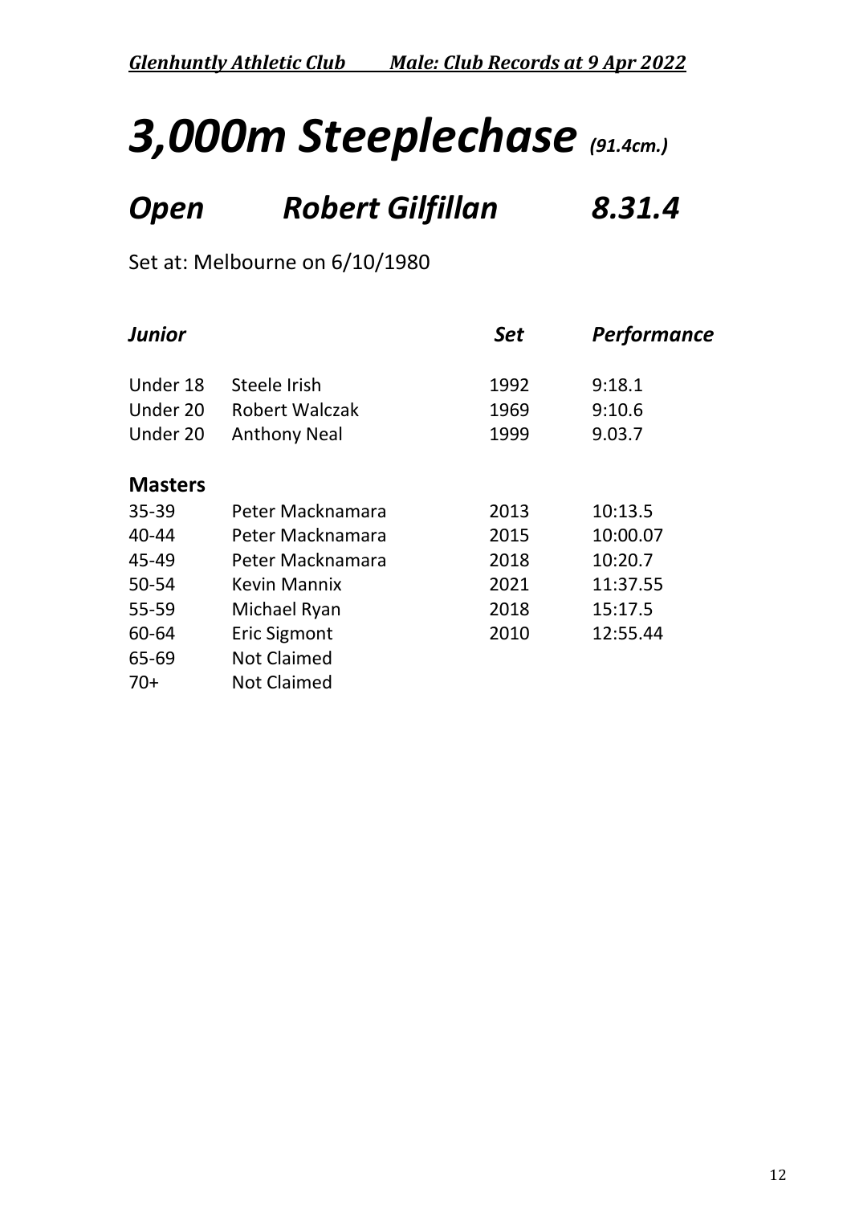# *3,000m Steeplechase* *(91.4cm.)*

## *Open Robert Gilfillan 8.31.4*

Set at: Melbourne on 6/10/1980

| *Junior* | | *Set* | *Performance* |
|---|---|---|---|
| Under 18 | Steele Irish | 1992 | 9:18.1 |
| Under 20 | Robert Walczak | 1969 | 9:10.6 |
| Under 20 | Anthony Neal | 1999 | 9.03.7 |
| **Masters** | | | |
| 35-39 | Peter Macknamara | 2013 | 10:13.5 |
| 40-44 | Peter Macknamara | 2015 | 10:00.07 |
| 45-49 | Peter Macknamara | 2018 | 10:20.7 |
| 50-54 | Kevin Mannix | 2021 | 11:37.55 |
| 55-59 | Michael Ryan | 2018 | 15:17.5 |
| 60-64 | Eric Sigmont | 2010 | 12:55.44 |
| 65-69 | Not Claimed | | |
| 70+ | Not Claimed | | |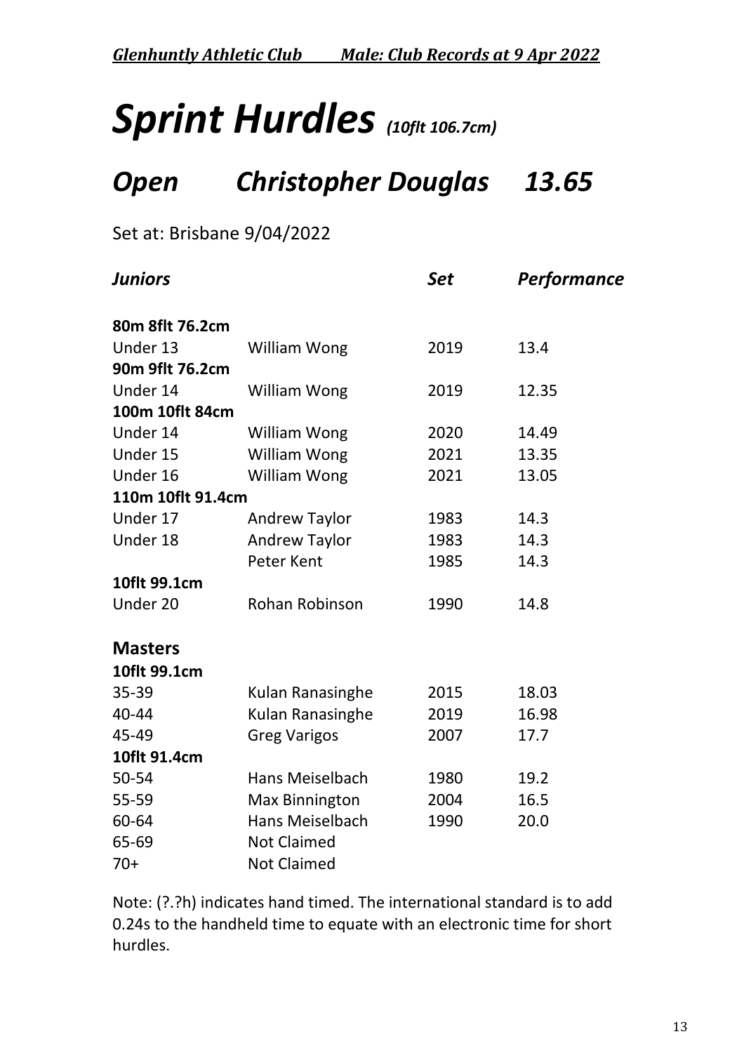# *Sprint Hurdles* *(10flt 106.7cm)*

## *Open Christopher Douglas 13.65*

Set at: Brisbane 9/04/2022

| *Juniors* | | *Set* | *Performance* |
|---|---|---|---|
| **80m 8flt 76.2cm** | | | |
| Under 13 | William Wong | 2019 | 13.4 |
| **90m 9flt 76.2cm** | | | |
| Under 14 | William Wong | 2019 | 12.35 |
| **100m 10flt 84cm** | | | |
| Under 14 | William Wong | 2020 | 14.49 |
| Under 15 | William Wong | 2021 | 13.35 |
| Under 16 | William Wong | 2021 | 13.05 |
| **110m 10flt 91.4cm** | | | |
| Under 17 | Andrew Taylor | 1983 | 14.3 |
| Under 18 | Andrew Taylor | 1983 | 14.3 |
| | Peter Kent | 1985 | 14.3 |
| **10flt 99.1cm** | | | |
| Under 20 | Rohan Robinson | 1990 | 14.8 |
| **Masters** | | | |
| **10flt 99.1cm** | | | |
| 35-39 | Kulan Ranasinghe | 2015 | 18.03 |
| 40-44 | Kulan Ranasinghe | 2019 | 16.98 |
| 45-49 | Greg Varigos | 2007 | 17.7 |
| **10flt 91.4cm** | | | |
| 50-54 | Hans Meiselbach | 1980 | 19.2 |
| 55-59 | Max Binnington | 2004 | 16.5 |
| 60-64 | Hans Meiselbach | 1990 | 20.0 |
| 65-69 | Not Claimed | | |
| 70+ | Not Claimed | | |

Note: (?.?h) indicates hand timed. The international standard is to add 0.24s to the handheld time to equate with an electronic time for short hurdles.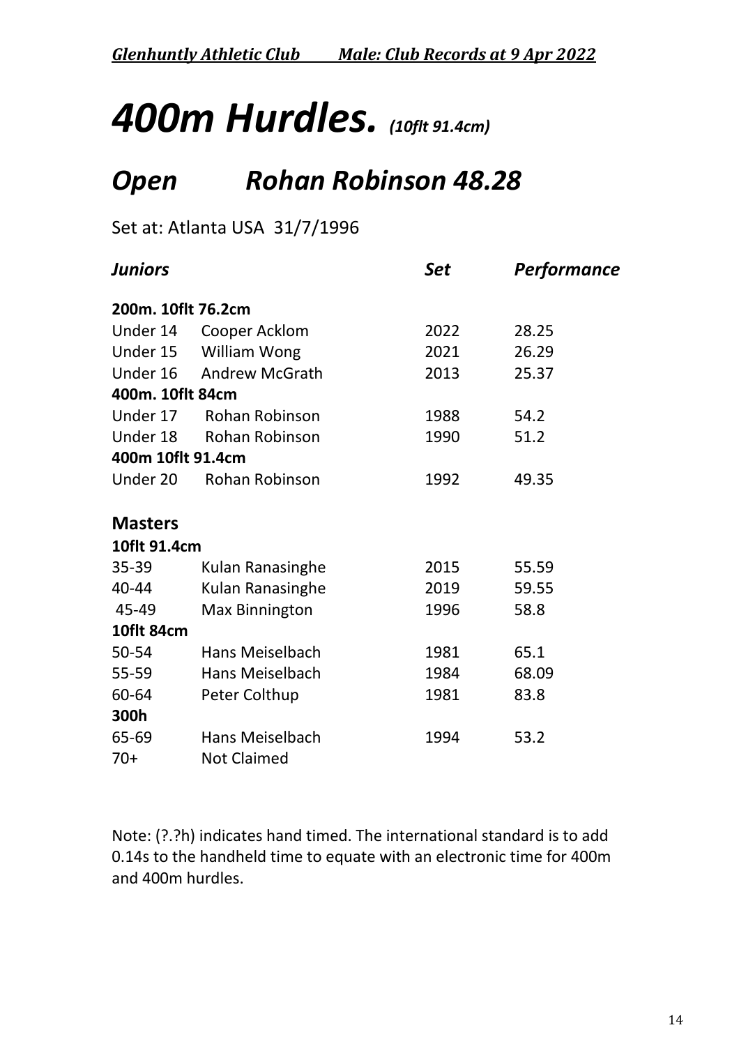# *400m Hurdles.* *(10flt 91.4cm)*

## *Open Rohan Robinson 48.28*

Set at: Atlanta USA 31/7/1996

| *Juniors* | | *Set* | *Performance* |
|---|---|---|---|
| **200m. 10flt 76.2cm** | | | |
| Under 14 | Cooper Acklom | 2022 | 28.25 |
| Under 15 | William Wong | 2021 | 26.29 |
| Under 16 | Andrew McGrath | 2013 | 25.37 |
| **400m. 10flt 84cm** | | | |
| Under 17 | Rohan Robinson | 1988 | 54.2 |
| Under 18 | Rohan Robinson | 1990 | 51.2 |
| **400m 10flt 91.4cm** | | | |
| Under 20 | Rohan Robinson | 1992 | 49.35 |
| | | | |
| **Masters** | | | |
| **10flt 91.4cm** | | | |
| 35-39 | Kulan Ranasinghe | 2015 | 55.59 |
| 40-44 | Kulan Ranasinghe | 2019 | 59.55 |
| 45-49 | Max Binnington | 1996 | 58.8 |
| **10flt 84cm** | | | |
| 50-54 | Hans Meiselbach | 1981 | 65.1 |
| 55-59 | Hans Meiselbach | 1984 | 68.09 |
| 60-64 | Peter Colthup | 1981 | 83.8 |
| **300h** | | | |
| 65-69 | Hans Meiselbach | 1994 | 53.2 |
| 70+ | Not Claimed | | |

Note: (?.?h) indicates hand timed. The international standard is to add 0.14s to the handheld time to equate with an electronic time for 400m and 400m hurdles.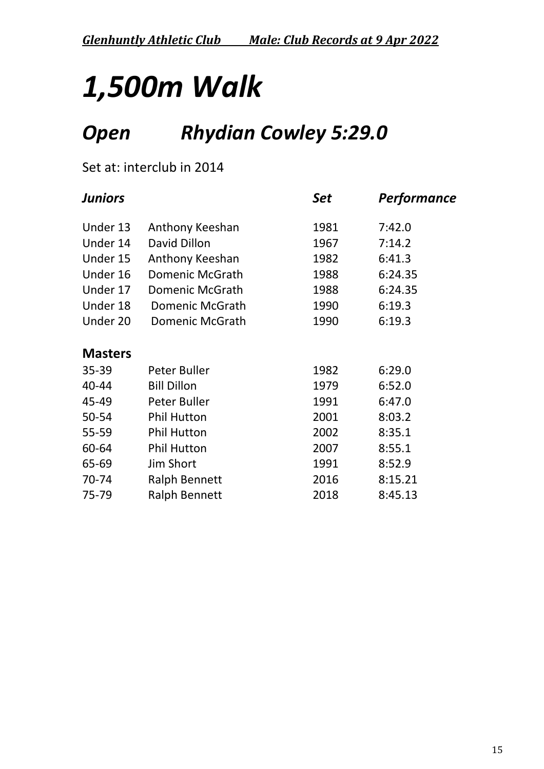# *1,500m Walk*

## *Open Rhydian Cowley 5:29.0*

Set at: interclub in 2014

| *Juniors* | | *Set* | *Performance* |
|---|---|---|---|
| Under 13 | Anthony Keeshan | 1981 | 7:42.0 |
| Under 14 | David Dillon | 1967 | 7:14.2 |
| Under 15 | Anthony Keeshan | 1982 | 6:41.3 |
| Under 16 | Domenic McGrath | 1988 | 6:24.35 |
| Under 17 | Domenic McGrath | 1988 | 6:24.35 |
| Under 18 | Domenic McGrath | 1990 | 6:19.3 |
| Under 20 | Domenic McGrath | 1990 | 6:19.3 |
| **Masters** | | | |
| 35-39 | Peter Buller | 1982 | 6:29.0 |
| 40-44 | Bill Dillon | 1979 | 6:52.0 |
| 45-49 | Peter Buller | 1991 | 6:47.0 |
| 50-54 | Phil Hutton | 2001 | 8:03.2 |
| 55-59 | Phil Hutton | 2002 | 8:35.1 |
| 60-64 | Phil Hutton | 2007 | 8:55.1 |
| 65-69 | Jim Short | 1991 | 8:52.9 |
| 70-74 | Ralph Bennett | 2016 | 8:15.21 |
| 75-79 | Ralph Bennett | 2018 | 8:45.13 |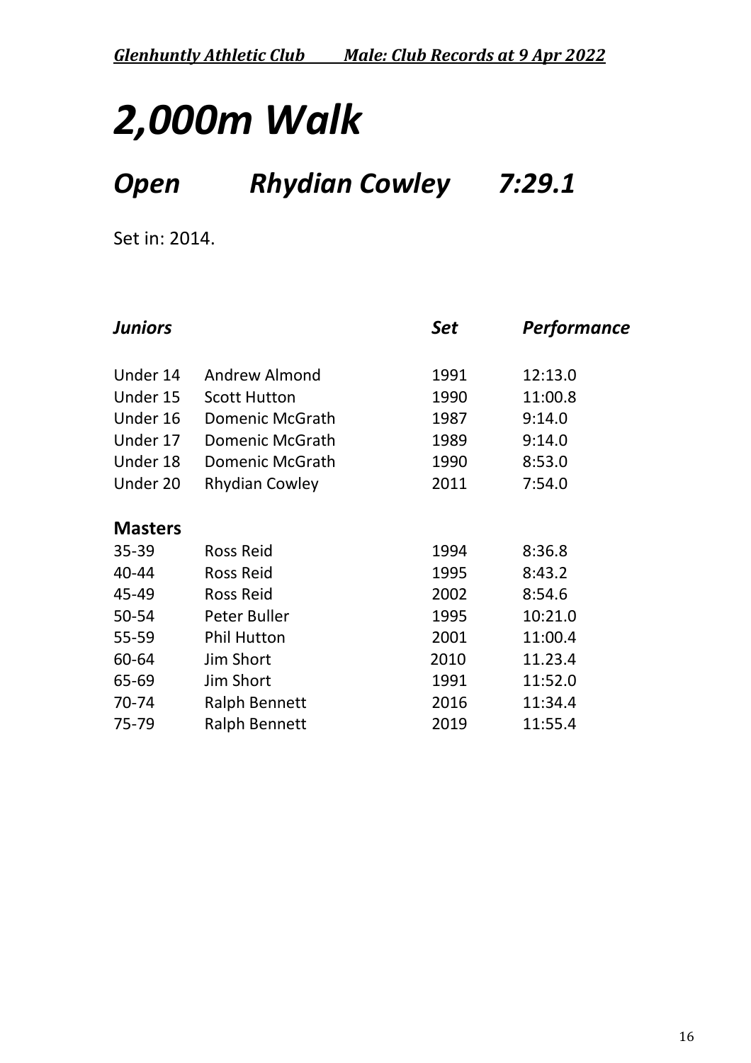# *2,000m Walk*

## *Open Rhydian Cowley 7:29.1*

Set in: 2014.

| ***Juniors*** | | ***Set*** | ***Performance*** |
|---|---|---|---|
| Under 14 | Andrew Almond | 1991 | 12:13.0 |
| Under 15 | Scott Hutton | 1990 | 11:00.8 |
| Under 16 | Domenic McGrath | 1987 | 9:14.0 |
| Under 17 | Domenic McGrath | 1989 | 9:14.0 |
| Under 18 | Domenic McGrath | 1990 | 8:53.0 |
| Under 20 | Rhydian Cowley | 2011 | 7:54.0 |
| **Masters** | | | |
| 35-39 | Ross Reid | 1994 | 8:36.8 |
| 40-44 | Ross Reid | 1995 | 8:43.2 |
| 45-49 | Ross Reid | 2002 | 8:54.6 |
| 50-54 | Peter Buller | 1995 | 10:21.0 |
| 55-59 | Phil Hutton | 2001 | 11:00.4 |
| 60-64 | Jim Short | 2010 | 11.23.4 |
| 65-69 | Jim Short | 1991 | 11:52.0 |
| 70-74 | Ralph Bennett | 2016 | 11:34.4 |
| 75-79 | Ralph Bennett | 2019 | 11:55.4 |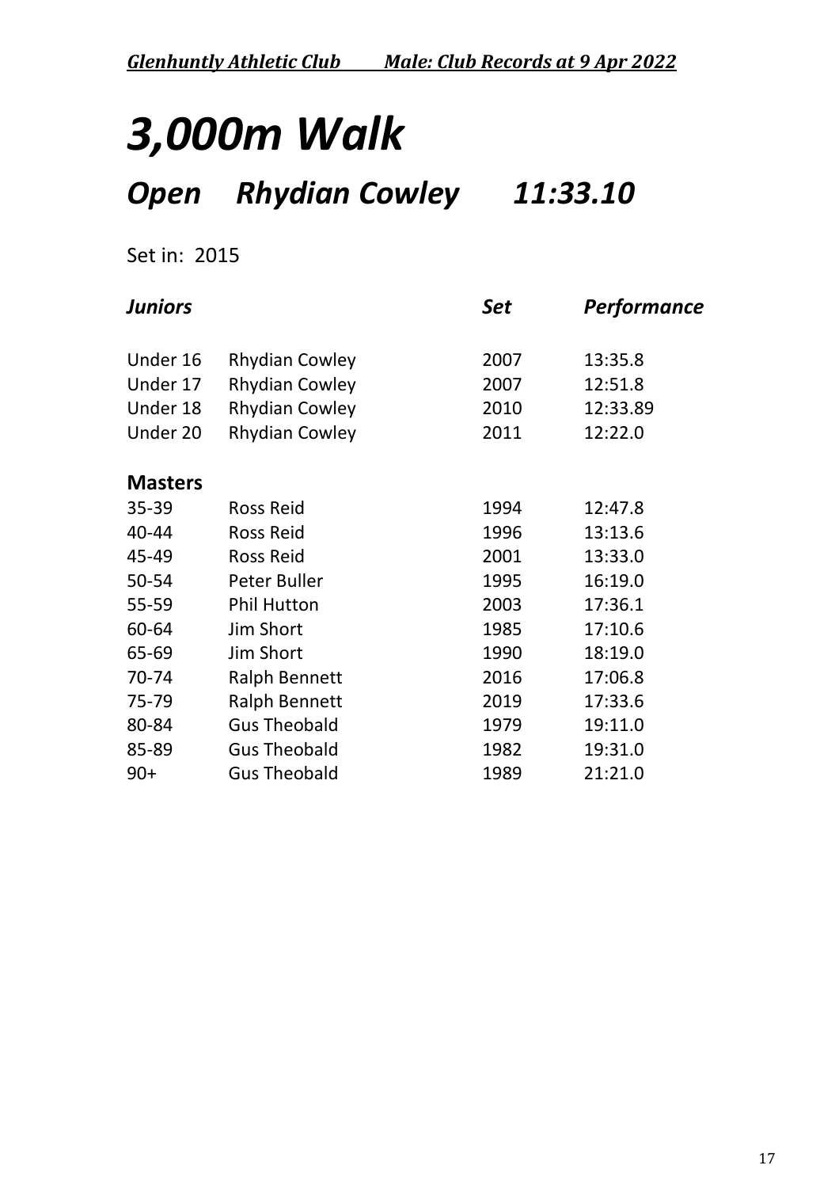# *3,000m Walk*

## *Open Rhydian Cowley 11:33.10*

Set in: 2015

| ***Juniors*** | | ***Set*** | ***Performance*** |
|---|---|---|---|
| Under 16 | Rhydian Cowley | 2007 | 13:35.8 |
| Under 17 | Rhydian Cowley | 2007 | 12:51.8 |
| Under 18 | Rhydian Cowley | 2010 | 12:33.89 |
| Under 20 | Rhydian Cowley | 2011 | 12:22.0 |
| **Masters** | | | |
| 35-39 | Ross Reid | 1994 | 12:47.8 |
| 40-44 | Ross Reid | 1996 | 13:13.6 |
| 45-49 | Ross Reid | 2001 | 13:33.0 |
| 50-54 | Peter Buller | 1995 | 16:19.0 |
| 55-59 | Phil Hutton | 2003 | 17:36.1 |
| 60-64 | Jim Short | 1985 | 17:10.6 |
| 65-69 | Jim Short | 1990 | 18:19.0 |
| 70-74 | Ralph Bennett | 2016 | 17:06.8 |
| 75-79 | Ralph Bennett | 2019 | 17:33.6 |
| 80-84 | Gus Theobald | 1979 | 19:11.0 |
| 85-89 | Gus Theobald | 1982 | 19:31.0 |
| 90+ | Gus Theobald | 1989 | 21:21.0 |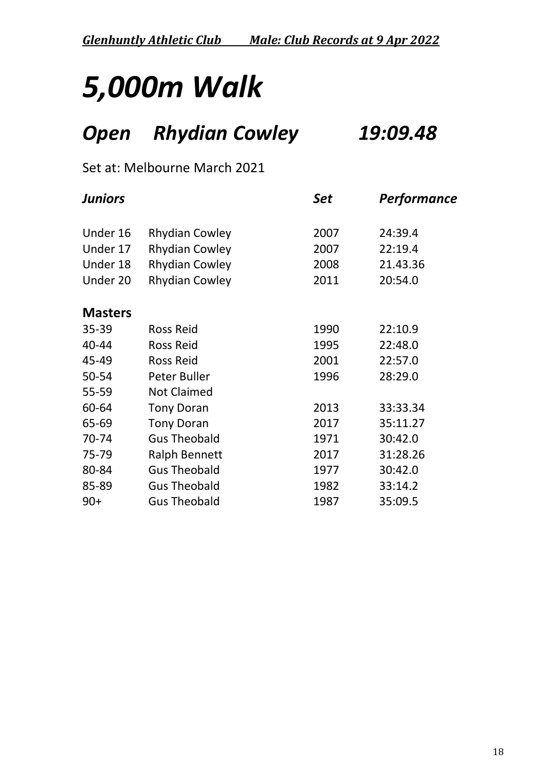# 5,000m Walk

## Open Rhydian Cowley 19:09.48

Set at: Melbourne March 2021

| *Juniors* | | *Set* | *Performance* |
|---|---|---|---|
| Under 16 | Rhydian Cowley | 2007 | 24:39.4 |
| Under 17 | Rhydian Cowley | 2007 | 22:19.4 |
| Under 18 | Rhydian Cowley | 2008 | 21.43.36 |
| Under 20 | Rhydian Cowley | 2011 | 20:54.0 |
| **Masters** | | | |
| 35-39 | Ross Reid | 1990 | 22:10.9 |
| 40-44 | Ross Reid | 1995 | 22:48.0 |
| 45-49 | Ross Reid | 2001 | 22:57.0 |
| 50-54 | Peter Buller | 1996 | 28:29.0 |
| 55-59 | Not Claimed | | |
| 60-64 | Tony Doran | 2013 | 33:33.34 |
| 65-69 | Tony Doran | 2017 | 35:11.27 |
| 70-74 | Gus Theobald | 1971 | 30:42.0 |
| 75-79 | Ralph Bennett | 2017 | 31:28.26 |
| 80-84 | Gus Theobald | 1977 | 30:42.0 |
| 85-89 | Gus Theobald | 1982 | 33:14.2 |
| 90+ | Gus Theobald | 1987 | 35:09.5 |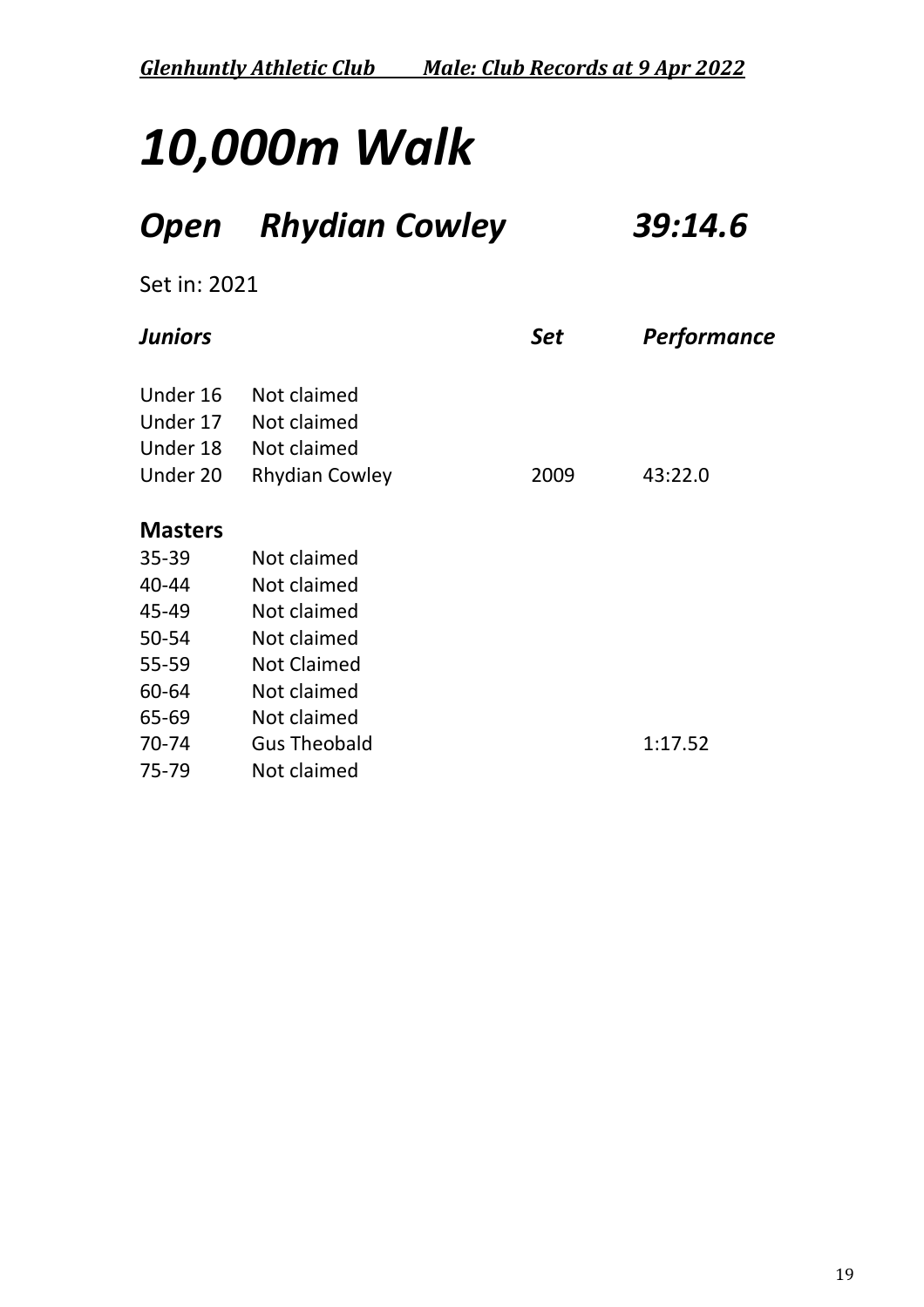# *10,000m Walk*

## *Open Rhydian Cowley 39:14.6*

Set in: 2021

| ***Juniors*** | | ***Set*** | ***Performance*** |
|---|---|---|---|
| Under 16 | Not claimed | | |
| Under 17 | Not claimed | | |
| Under 18 | Not claimed | | |
| Under 20 | Rhydian Cowley | 2009 | 43:22.0 |
| **Masters** | | | |
| 35-39 | Not claimed | | |
| 40-44 | Not claimed | | |
| 45-49 | Not claimed | | |
| 50-54 | Not claimed | | |
| 55-59 | Not Claimed | | |
| 60-64 | Not claimed | | |
| 65-69 | Not claimed | | |
| 70-74 | Gus Theobald | | 1:17.52 |
| 75-79 | Not claimed | | |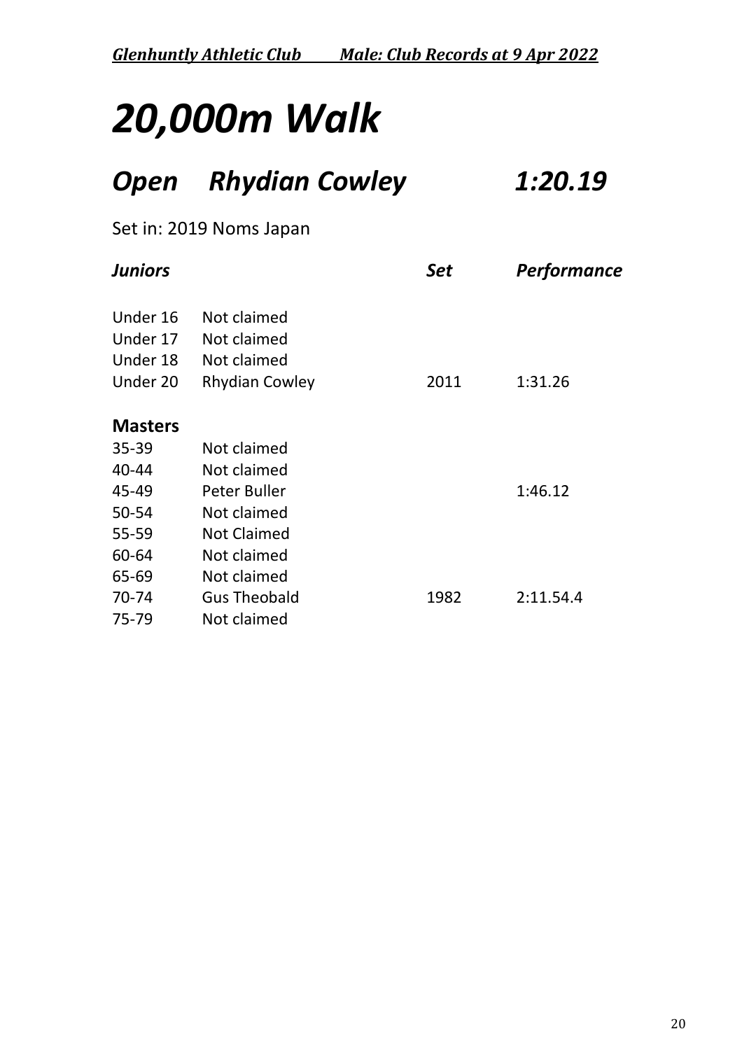# *20,000m Walk*

## *Open Rhydian Cowley 1:20.19*

Set in: 2019 Noms Japan

| ***Juniors*** | | ***Set*** | ***Performance*** |
|---|---|---|---|
| Under 16 | Not claimed | | |
| Under 17 | Not claimed | | |
| Under 18 | Not claimed | | |
| Under 20 | Rhydian Cowley | 2011 | 1:31.26 |
| **Masters** | | | |
| 35-39 | Not claimed | | |
| 40-44 | Not claimed | | |
| 45-49 | Peter Buller | | 1:46.12 |
| 50-54 | Not claimed | | |
| 55-59 | Not Claimed | | |
| 60-64 | Not claimed | | |
| 65-69 | Not claimed | | |
| 70-74 | Gus Theobald | 1982 | 2:11.54.4 |
| 75-79 | Not claimed | | |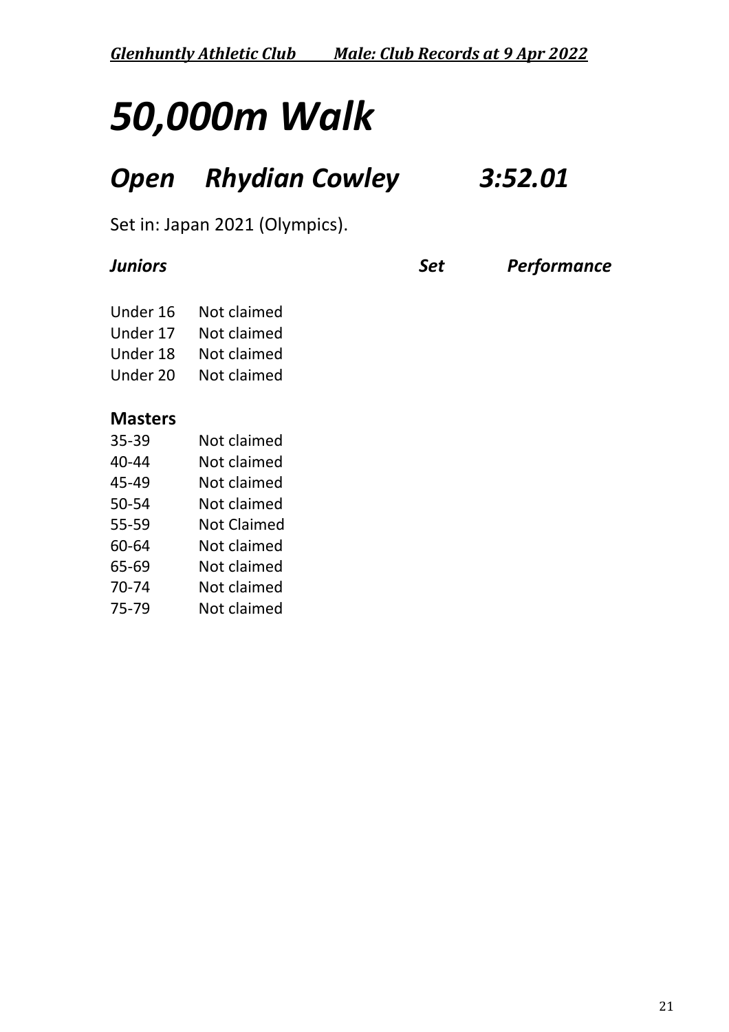# *50,000m Walk*

## *Open Rhydian Cowley 3:52.01*

Set in: Japan 2021 (Olympics).

| ***Juniors*** | | ***Set*** | ***Performance*** |
|---|---|---|---|
| Under 16 | Not claimed | | |
| Under 17 | Not claimed | | |
| Under 18 | Not claimed | | |
| Under 20 | Not claimed | | |

| **Masters** | |
|---|---|
| 35-39 | Not claimed |
| 40-44 | Not claimed |
| 45-49 | Not claimed |
| 50-54 | Not claimed |
| 55-59 | Not Claimed |
| 60-64 | Not claimed |
| 65-69 | Not claimed |
| 70-74 | Not claimed |
| 75-79 | Not claimed |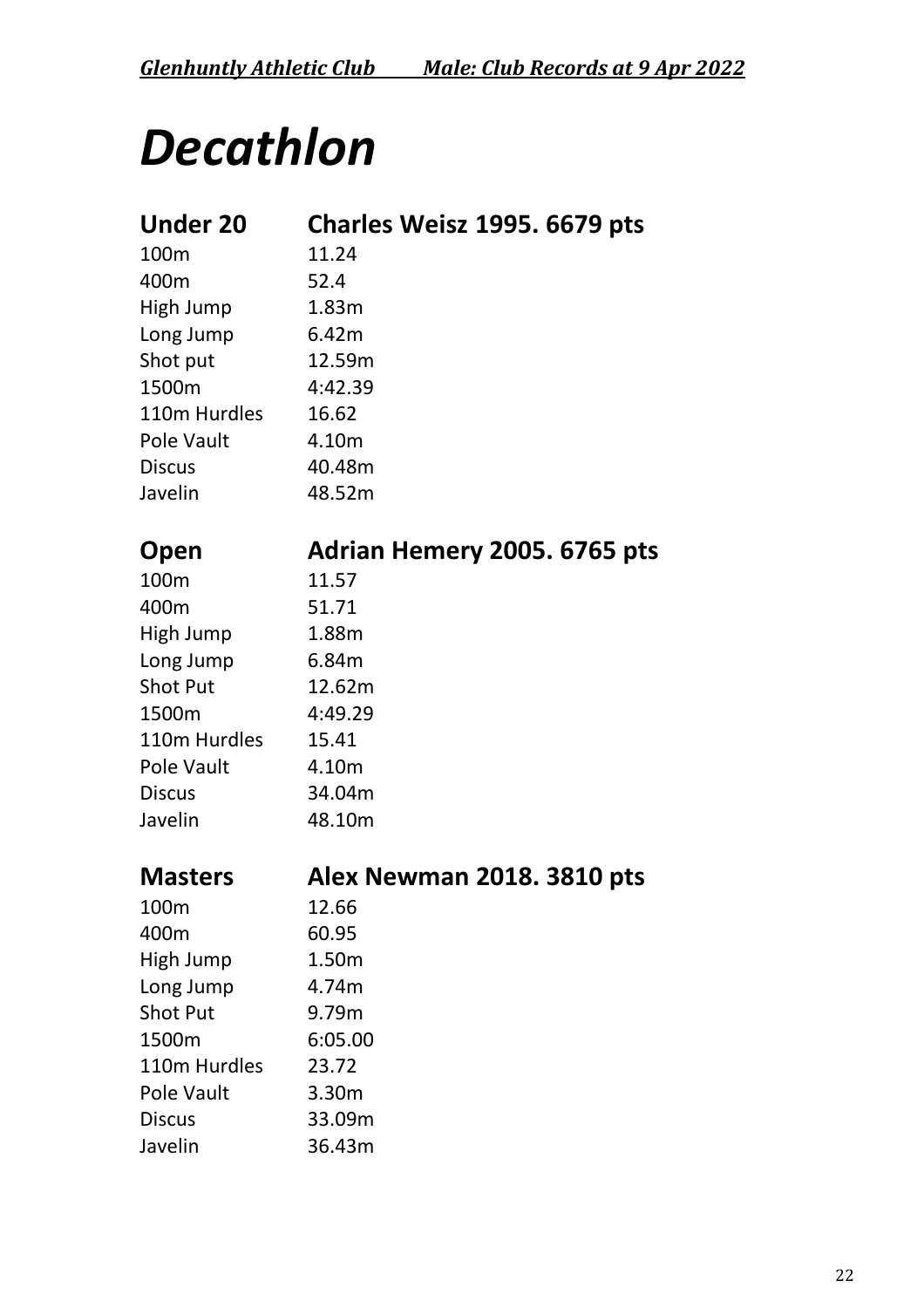# Decathlon

## Under 20 — Charles Weisz 1995. 6679 pts

| Event | Result |
|---|---|
| 100m | 11.24 |
| 400m | 52.4 |
| High Jump | 1.83m |
| Long Jump | 6.42m |
| Shot put | 12.59m |
| 1500m | 4:42.39 |
| 110m Hurdles | 16.62 |
| Pole Vault | 4.10m |
| Discus | 40.48m |
| Javelin | 48.52m |

## Open — Adrian Hemery 2005. 6765 pts

| Event | Result |
|---|---|
| 100m | 11.57 |
| 400m | 51.71 |
| High Jump | 1.88m |
| Long Jump | 6.84m |
| Shot Put | 12.62m |
| 1500m | 4:49.29 |
| 110m Hurdles | 15.41 |
| Pole Vault | 4.10m |
| Discus | 34.04m |
| Javelin | 48.10m |

## Masters — Alex Newman 2018. 3810 pts

| Event | Result |
|---|---|
| 100m | 12.66 |
| 400m | 60.95 |
| High Jump | 1.50m |
| Long Jump | 4.74m |
| Shot Put | 9.79m |
| 1500m | 6:05.00 |
| 110m Hurdles | 23.72 |
| Pole Vault | 3.30m |
| Discus | 33.09m |
| Javelin | 36.43m |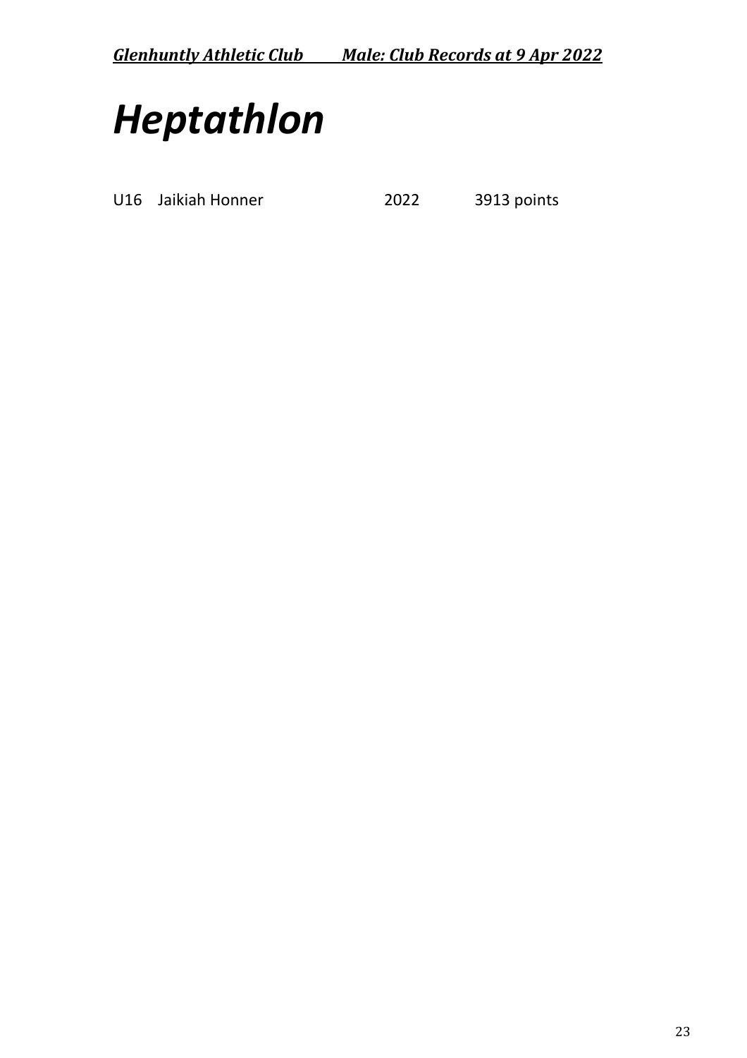# *Heptathlon*

| | | | |
|---|---|---|---|
| U16 | Jaikiah Honner | 2022 | 3913 points |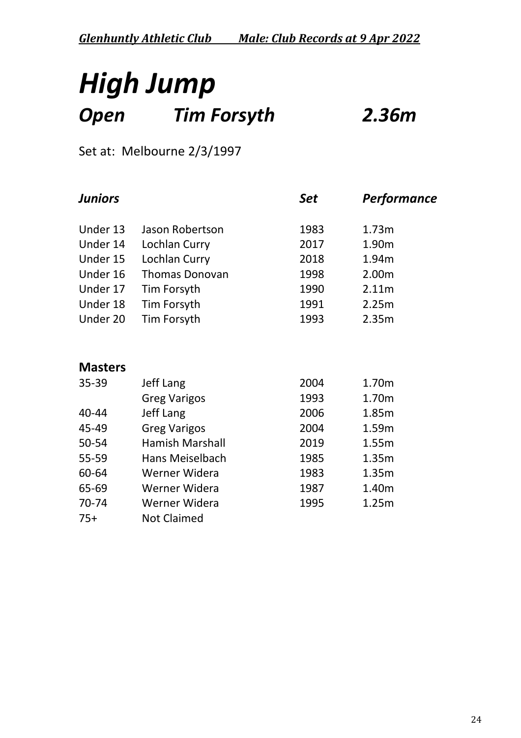# *High Jump*

## *Open Tim Forsyth 2.36m*

Set at: Melbourne 2/3/1997

| ***Juniors*** | | ***Set*** | ***Performance*** |
|---|---|---|---|
| Under 13 | Jason Robertson | 1983 | 1.73m |
| Under 14 | Lochlan Curry | 2017 | 1.90m |
| Under 15 | Lochlan Curry | 2018 | 1.94m |
| Under 16 | Thomas Donovan | 1998 | 2.00m |
| Under 17 | Tim Forsyth | 1990 | 2.11m |
| Under 18 | Tim Forsyth | 1991 | 2.25m |
| Under 20 | Tim Forsyth | 1993 | 2.35m |

**Masters**

| | | | |
|---|---|---|---|
| 35-39 | Jeff Lang | 2004 | 1.70m |
| | Greg Varigos | 1993 | 1.70m |
| 40-44 | Jeff Lang | 2006 | 1.85m |
| 45-49 | Greg Varigos | 2004 | 1.59m |
| 50-54 | Hamish Marshall | 2019 | 1.55m |
| 55-59 | Hans Meiselbach | 1985 | 1.35m |
| 60-64 | Werner Widera | 1983 | 1.35m |
| 65-69 | Werner Widera | 1987 | 1.40m |
| 70-74 | Werner Widera | 1995 | 1.25m |
| 75+ | Not Claimed | | |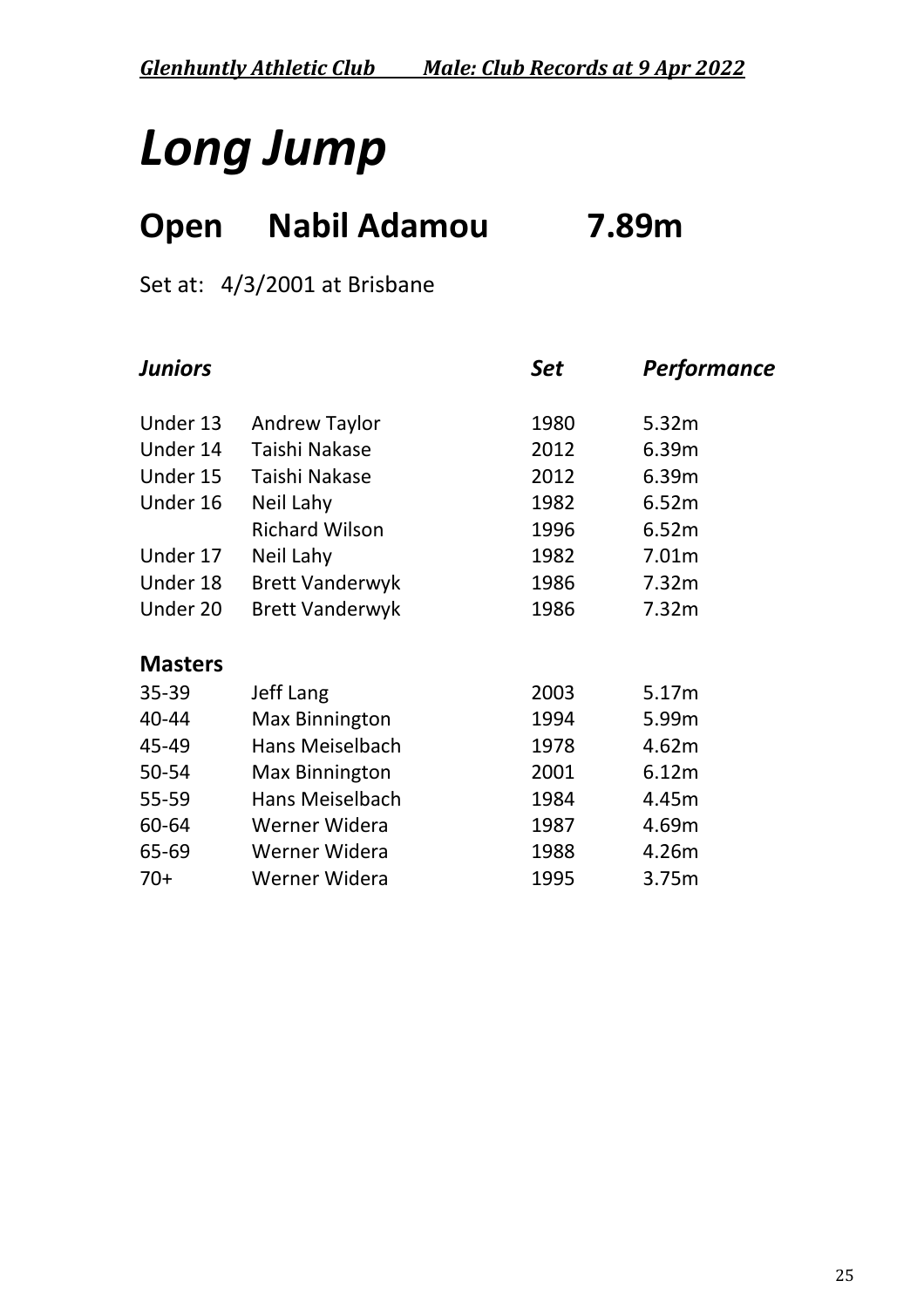# *Long Jump*

## Open Nabil Adamou 7.89m

Set at: 4/3/2001 at Brisbane

| ***Juniors*** | | ***Set*** | ***Performance*** |
|---|---|---|---|
| Under 13 | Andrew Taylor | 1980 | 5.32m |
| Under 14 | Taishi Nakase | 2012 | 6.39m |
| Under 15 | Taishi Nakase | 2012 | 6.39m |
| Under 16 | Neil Lahy | 1982 | 6.52m |
| | Richard Wilson | 1996 | 6.52m |
| Under 17 | Neil Lahy | 1982 | 7.01m |
| Under 18 | Brett Vanderwyk | 1986 | 7.32m |
| Under 20 | Brett Vanderwyk | 1986 | 7.32m |
| **Masters** | | | |
| 35-39 | Jeff Lang | 2003 | 5.17m |
| 40-44 | Max Binnington | 1994 | 5.99m |
| 45-49 | Hans Meiselbach | 1978 | 4.62m |
| 50-54 | Max Binnington | 2001 | 6.12m |
| 55-59 | Hans Meiselbach | 1984 | 4.45m |
| 60-64 | Werner Widera | 1987 | 4.69m |
| 65-69 | Werner Widera | 1988 | 4.26m |
| 70+ | Werner Widera | 1995 | 3.75m |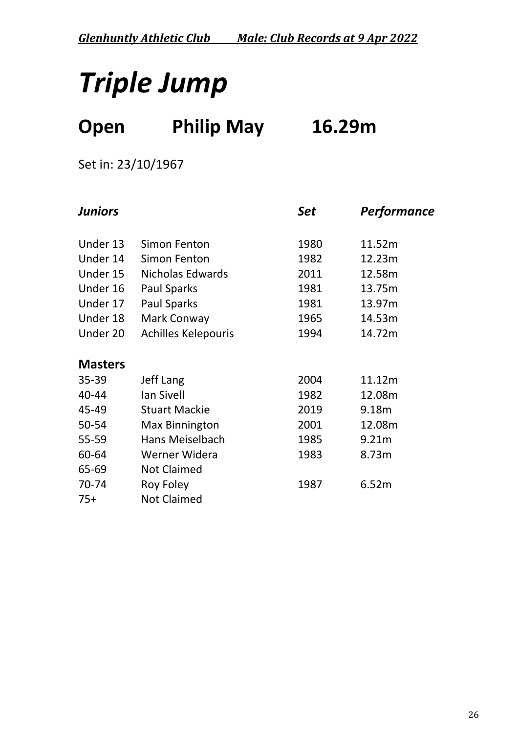# Triple Jump

## Open Philip May 16.29m

Set in: 23/10/1967

| ***Juniors*** | | ***Set*** | ***Performance*** |
|---|---|---|---|
| Under 13 | Simon Fenton | 1980 | 11.52m |
| Under 14 | Simon Fenton | 1982 | 12.23m |
| Under 15 | Nicholas Edwards | 2011 | 12.58m |
| Under 16 | Paul Sparks | 1981 | 13.75m |
| Under 17 | Paul Sparks | 1981 | 13.97m |
| Under 18 | Mark Conway | 1965 | 14.53m |
| Under 20 | Achilles Kelepouris | 1994 | 14.72m |
| **Masters** | | | |
| 35-39 | Jeff Lang | 2004 | 11.12m |
| 40-44 | Ian Sivell | 1982 | 12.08m |
| 45-49 | Stuart Mackie | 2019 | 9.18m |
| 50-54 | Max Binnington | 2001 | 12.08m |
| 55-59 | Hans Meiselbach | 1985 | 9.21m |
| 60-64 | Werner Widera | 1983 | 8.73m |
| 65-69 | Not Claimed | | |
| 70-74 | Roy Foley | 1987 | 6.52m |
| 75+ | Not Claimed | | |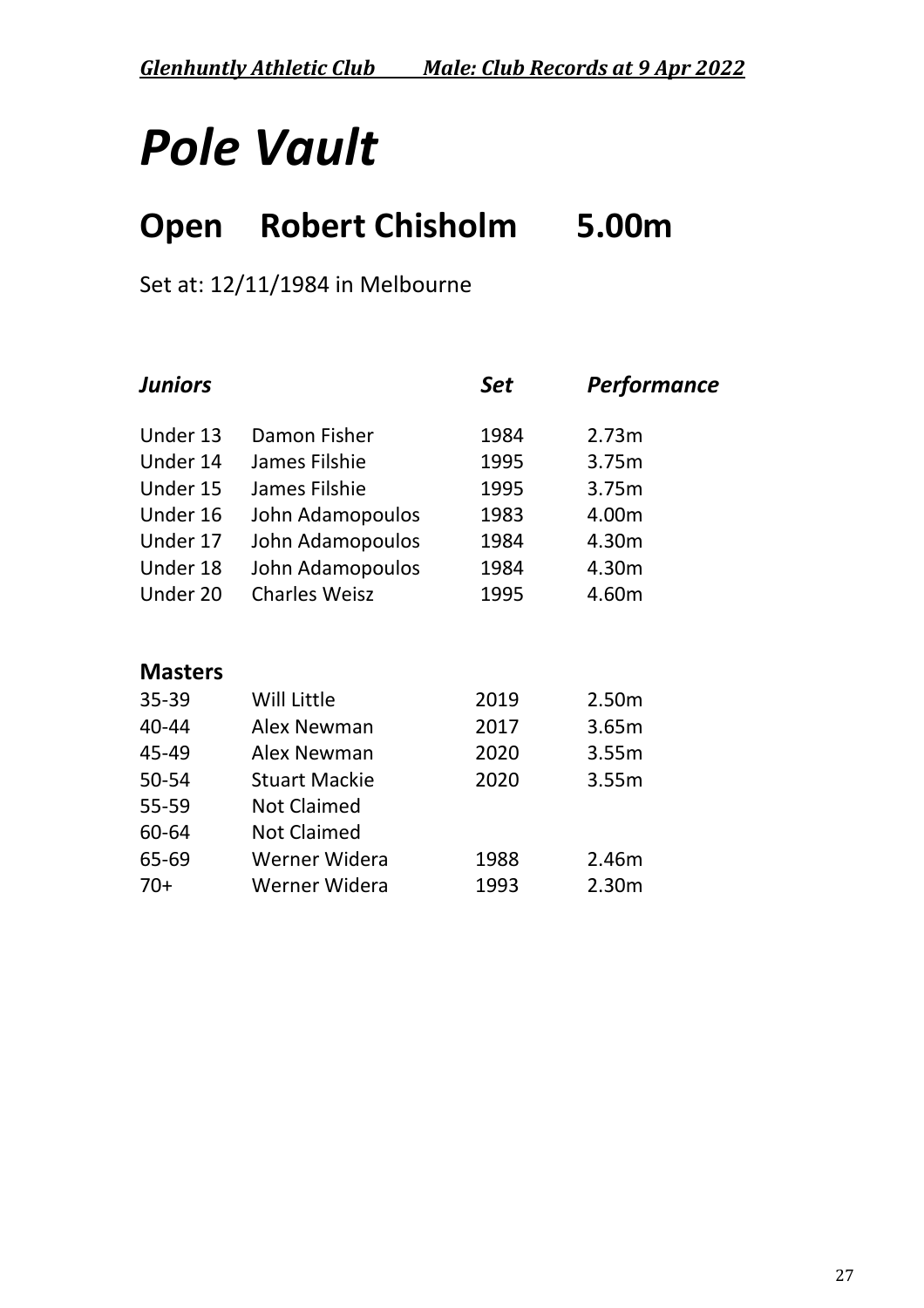# Pole Vault

## Open Robert Chisholm 5.00m

Set at: 12/11/1984 in Melbourne

| *Juniors* | | *Set* | *Performance* |
|---|---|---|---|
| Under 13 | Damon Fisher | 1984 | 2.73m |
| Under 14 | James Filshie | 1995 | 3.75m |
| Under 15 | James Filshie | 1995 | 3.75m |
| Under 16 | John Adamopoulos | 1983 | 4.00m |
| Under 17 | John Adamopoulos | 1984 | 4.30m |
| Under 18 | John Adamopoulos | 1984 | 4.30m |
| Under 20 | Charles Weisz | 1995 | 4.60m |

| **Masters** | | | |
|---|---|---|---|
| 35-39 | Will Little | 2019 | 2.50m |
| 40-44 | Alex Newman | 2017 | 3.65m |
| 45-49 | Alex Newman | 2020 | 3.55m |
| 50-54 | Stuart Mackie | 2020 | 3.55m |
| 55-59 | Not Claimed | | |
| 60-64 | Not Claimed | | |
| 65-69 | Werner Widera | 1988 | 2.46m |
| 70+ | Werner Widera | 1993 | 2.30m |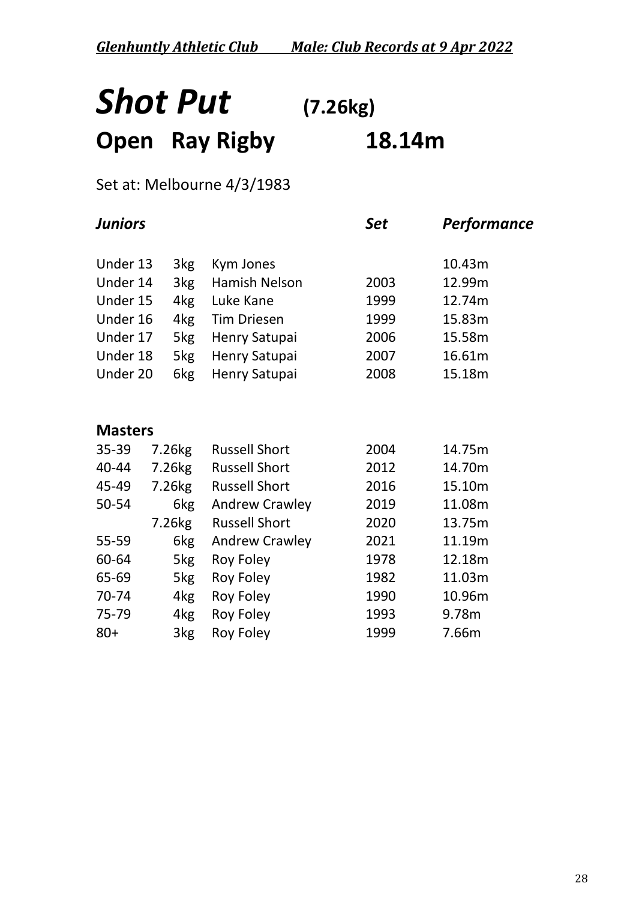# *Shot Put* (7.26kg)

## Open Ray Rigby 18.14m

Set at: Melbourne 4/3/1983

| *Juniors* | | | *Set* | *Performance* |
|---|---|---|---|---|
| Under 13 | 3kg | Kym Jones | | 10.43m |
| Under 14 | 3kg | Hamish Nelson | 2003 | 12.99m |
| Under 15 | 4kg | Luke Kane | 1999 | 12.74m |
| Under 16 | 4kg | Tim Driesen | 1999 | 15.83m |
| Under 17 | 5kg | Henry Satupai | 2006 | 15.58m |
| Under 18 | 5kg | Henry Satupai | 2007 | 16.61m |
| Under 20 | 6kg | Henry Satupai | 2008 | 15.18m |

| **Masters** | | | | |
|---|---|---|---|---|
| 35-39 | 7.26kg | Russell Short | 2004 | 14.75m |
| 40-44 | 7.26kg | Russell Short | 2012 | 14.70m |
| 45-49 | 7.26kg | Russell Short | 2016 | 15.10m |
| 50-54 | 6kg | Andrew Crawley | 2019 | 11.08m |
| | 7.26kg | Russell Short | 2020 | 13.75m |
| 55-59 | 6kg | Andrew Crawley | 2021 | 11.19m |
| 60-64 | 5kg | Roy Foley | 1978 | 12.18m |
| 65-69 | 5kg | Roy Foley | 1982 | 11.03m |
| 70-74 | 4kg | Roy Foley | 1990 | 10.96m |
| 75-79 | 4kg | Roy Foley | 1993 | 9.78m |
| 80+ | 3kg | Roy Foley | 1999 | 7.66m |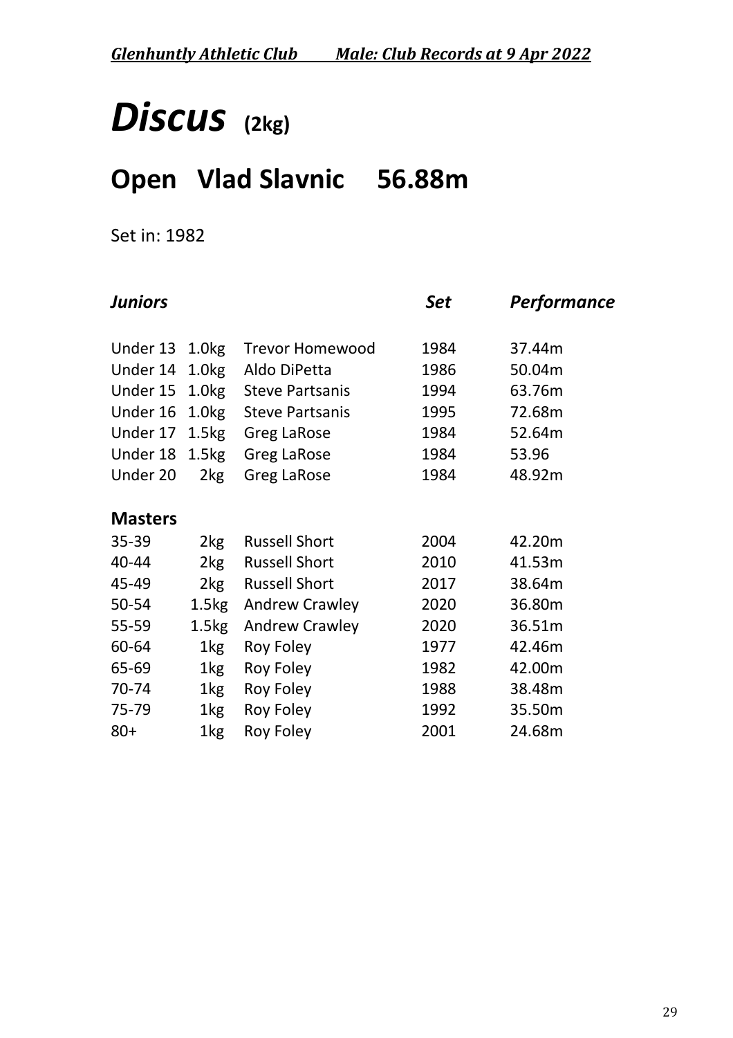# *Discus* (2kg)

## Open Vlad Slavnic 56.88m

Set in: 1982

| *Juniors* | | | *Set* | *Performance* |
|---|---|---|---|---|
| Under 13 | 1.0kg | Trevor Homewood | 1984 | 37.44m |
| Under 14 | 1.0kg | Aldo DiPetta | 1986 | 50.04m |
| Under 15 | 1.0kg | Steve Partsanis | 1994 | 63.76m |
| Under 16 | 1.0kg | Steve Partsanis | 1995 | 72.68m |
| Under 17 | 1.5kg | Greg LaRose | 1984 | 52.64m |
| Under 18 | 1.5kg | Greg LaRose | 1984 | 53.96 |
| Under 20 | 2kg | Greg LaRose | 1984 | 48.92m |
| **Masters** | | | | |
| 35-39 | 2kg | Russell Short | 2004 | 42.20m |
| 40-44 | 2kg | Russell Short | 2010 | 41.53m |
| 45-49 | 2kg | Russell Short | 2017 | 38.64m |
| 50-54 | 1.5kg | Andrew Crawley | 2020 | 36.80m |
| 55-59 | 1.5kg | Andrew Crawley | 2020 | 36.51m |
| 60-64 | 1kg | Roy Foley | 1977 | 42.46m |
| 65-69 | 1kg | Roy Foley | 1982 | 42.00m |
| 70-74 | 1kg | Roy Foley | 1988 | 38.48m |
| 75-79 | 1kg | Roy Foley | 1992 | 35.50m |
| 80+ | 1kg | Roy Foley | 2001 | 24.68m |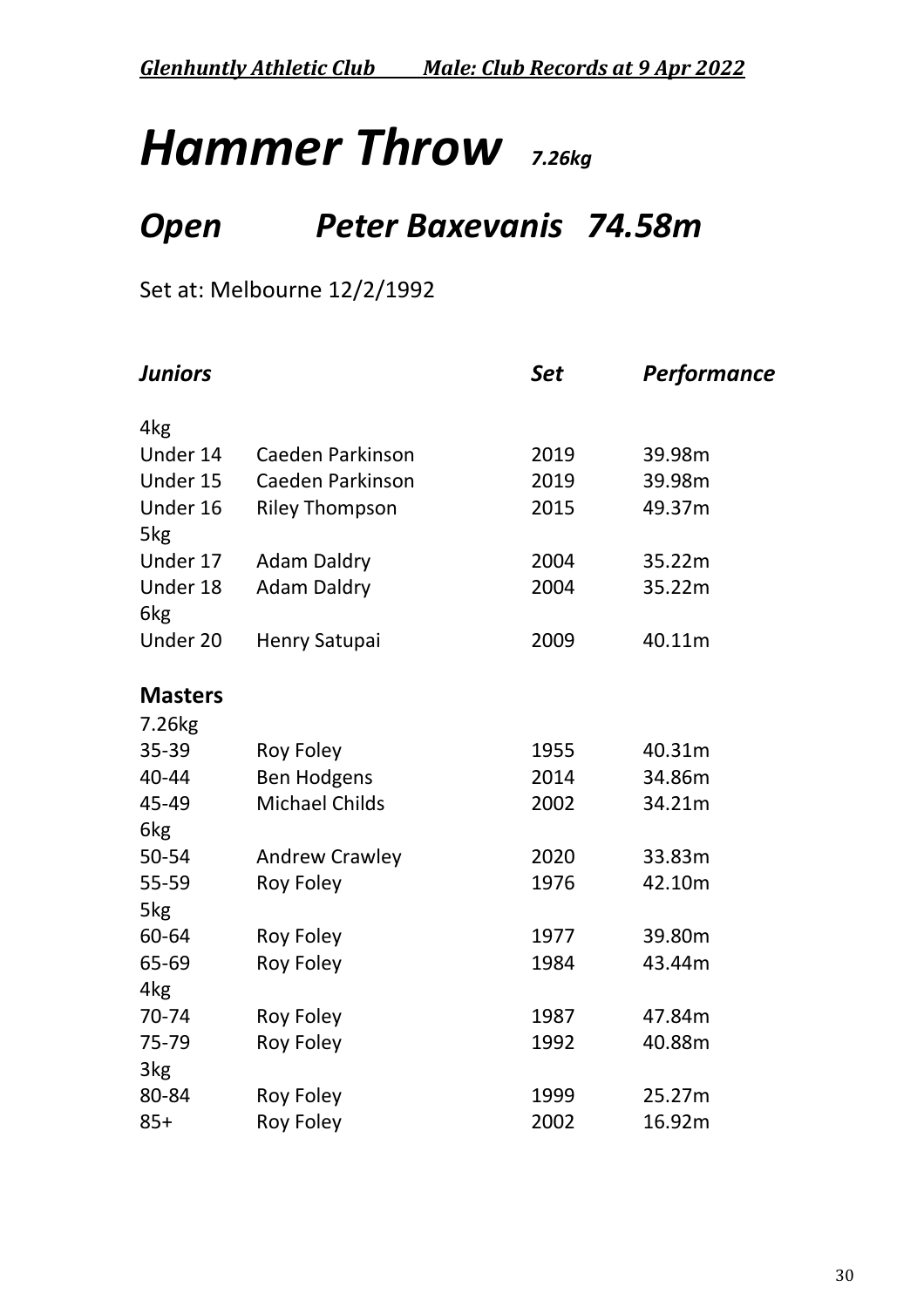# *Hammer Throw* *7.26kg*

## *Open* *Peter Baxevanis 74.58m*

Set at: Melbourne 12/2/1992

| ***Juniors*** | | ***Set*** | ***Performance*** |
|---|---|---|---|
| 4kg | | | |
| Under 14 | Caeden Parkinson | 2019 | 39.98m |
| Under 15 | Caeden Parkinson | 2019 | 39.98m |
| Under 16 | Riley Thompson | 2015 | 49.37m |
| 5kg | | | |
| Under 17 | Adam Daldry | 2004 | 35.22m |
| Under 18 | Adam Daldry | 2004 | 35.22m |
| 6kg | | | |
| Under 20 | Henry Satupai | 2009 | 40.11m |
| **Masters** | | | |
| 7.26kg | | | |
| 35-39 | Roy Foley | 1955 | 40.31m |
| 40-44 | Ben Hodgens | 2014 | 34.86m |
| 45-49 | Michael Childs | 2002 | 34.21m |
| 6kg | | | |
| 50-54 | Andrew Crawley | 2020 | 33.83m |
| 55-59 | Roy Foley | 1976 | 42.10m |
| 5kg | | | |
| 60-64 | Roy Foley | 1977 | 39.80m |
| 65-69 | Roy Foley | 1984 | 43.44m |
| 4kg | | | |
| 70-74 | Roy Foley | 1987 | 47.84m |
| 75-79 | Roy Foley | 1992 | 40.88m |
| 3kg | | | |
| 80-84 | Roy Foley | 1999 | 25.27m |
| 85+ | Roy Foley | 2002 | 16.92m |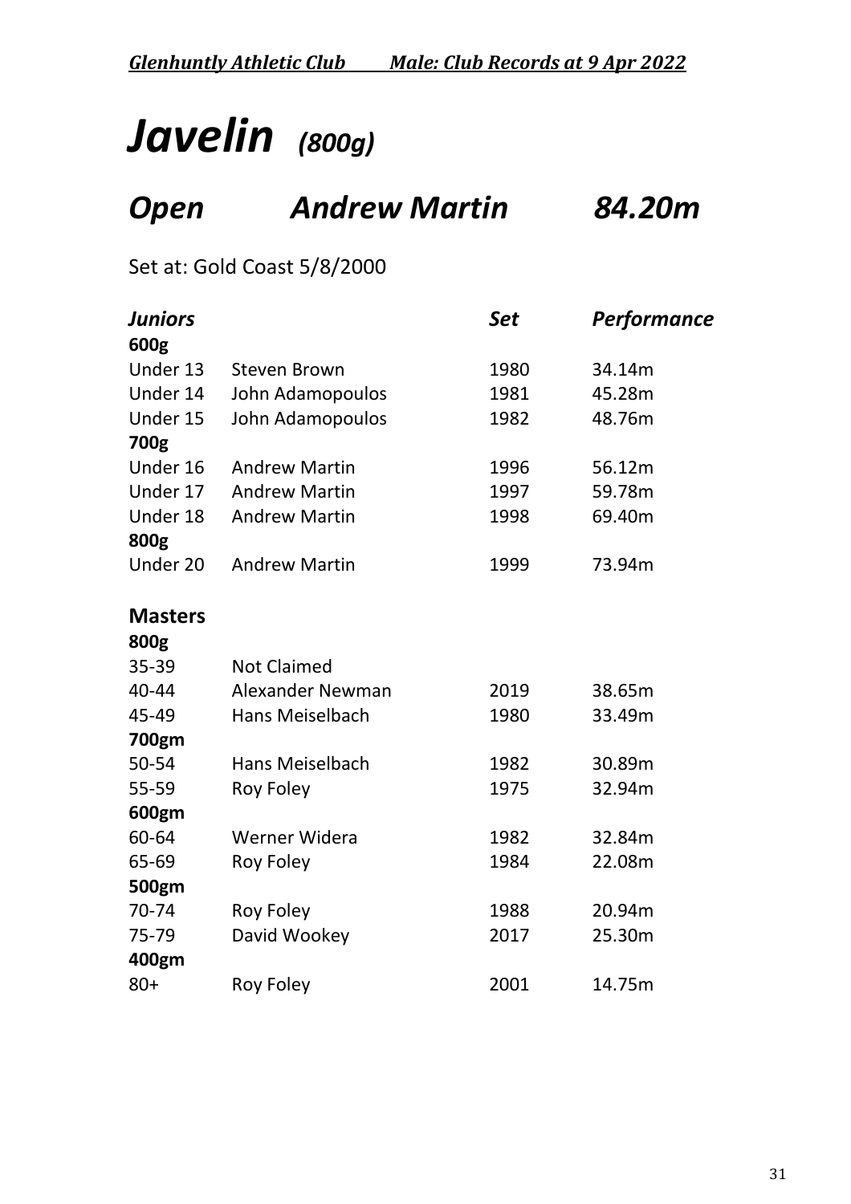# *Javelin* *(800g)*

## *Open* *Andrew Martin* *84.20m*

Set at: Gold Coast 5/8/2000

| ***Juniors*** | | ***Set*** | ***Performance*** |
|---|---|---|---|
| **600g** | | | |
| Under 13 | Steven Brown | 1980 | 34.14m |
| Under 14 | John Adamopoulos | 1981 | 45.28m |
| Under 15 | John Adamopoulos | 1982 | 48.76m |
| **700g** | | | |
| Under 16 | Andrew Martin | 1996 | 56.12m |
| Under 17 | Andrew Martin | 1997 | 59.78m |
| Under 18 | Andrew Martin | 1998 | 69.40m |
| **800g** | | | |
| Under 20 | Andrew Martin | 1999 | 73.94m |

| **Masters** | | | |
|---|---|---|---|
| **800g** | | | |
| 35-39 | Not Claimed | | |
| 40-44 | Alexander Newman | 2019 | 38.65m |
| 45-49 | Hans Meiselbach | 1980 | 33.49m |
| **700gm** | | | |
| 50-54 | Hans Meiselbach | 1982 | 30.89m |
| 55-59 | Roy Foley | 1975 | 32.94m |
| **600gm** | | | |
| 60-64 | Werner Widera | 1982 | 32.84m |
| 65-69 | Roy Foley | 1984 | 22.08m |
| **500gm** | | | |
| 70-74 | Roy Foley | 1988 | 20.94m |
| 75-79 | David Wookey | 2017 | 25.30m |
| **400gm** | | | |
| 80+ | Roy Foley | 2001 | 14.75m |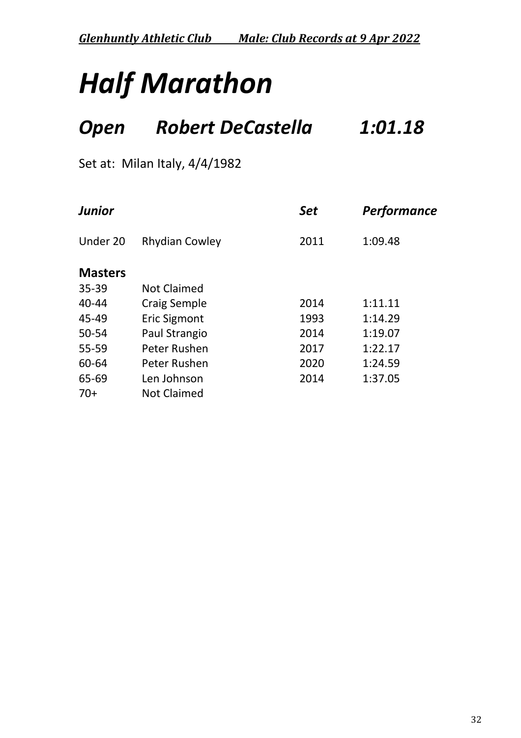# *Half Marathon*

## *Open Robert DeCastella 1:01.18*

Set at: Milan Italy, 4/4/1982

| ***Junior*** | | ***Set*** | ***Performance*** |
|---|---|---|---|
| Under 20 | Rhydian Cowley | 2011 | 1:09.48 |
| **Masters** | | | |
| 35-39 | Not Claimed | | |
| 40-44 | Craig Semple | 2014 | 1:11.11 |
| 45-49 | Eric Sigmont | 1993 | 1:14.29 |
| 50-54 | Paul Strangio | 2014 | 1:19.07 |
| 55-59 | Peter Rushen | 2017 | 1:22.17 |
| 60-64 | Peter Rushen | 2020 | 1:24.59 |
| 65-69 | Len Johnson | 2014 | 1:37.05 |
| 70+ | Not Claimed | | |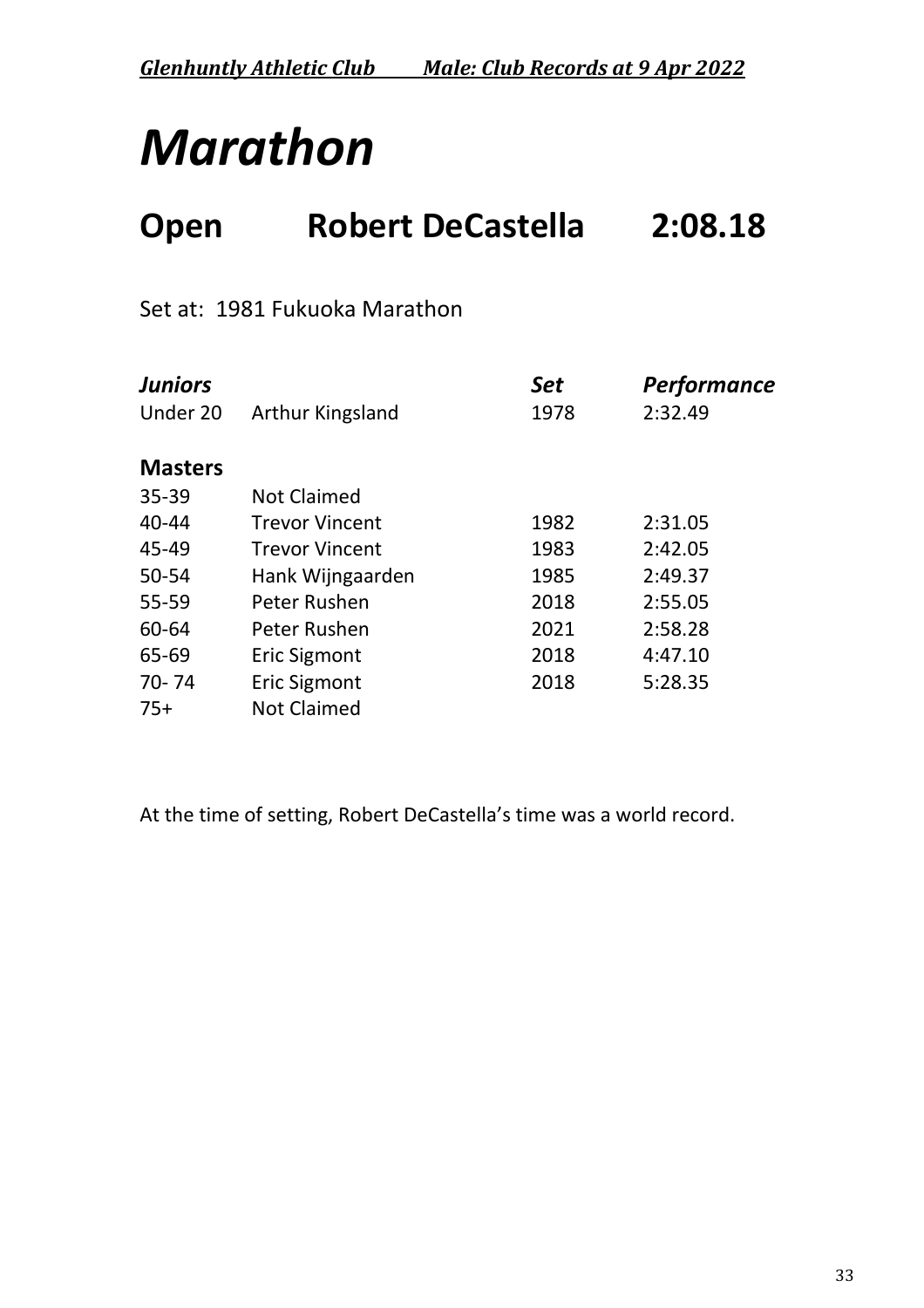# Marathon

## Open Robert DeCastella 2:08.18

Set at: 1981 Fukuoka Marathon

| | | | |
|---|---|---|---|
| ***Juniors*** | | ***Set*** | ***Performance*** |
| Under 20 | Arthur Kingsland | 1978 | 2:32.49 |
| **Masters** | | | |
| 35-39 | Not Claimed | | |
| 40-44 | Trevor Vincent | 1982 | 2:31.05 |
| 45-49 | Trevor Vincent | 1983 | 2:42.05 |
| 50-54 | Hank Wijngaarden | 1985 | 2:49.37 |
| 55-59 | Peter Rushen | 2018 | 2:55.05 |
| 60-64 | Peter Rushen | 2021 | 2:58.28 |
| 65-69 | Eric Sigmont | 2018 | 4:47.10 |
| 70- 74 | Eric Sigmont | 2018 | 5:28.35 |
| 75+ | Not Claimed | | |

At the time of setting, Robert DeCastella's time was a world record.